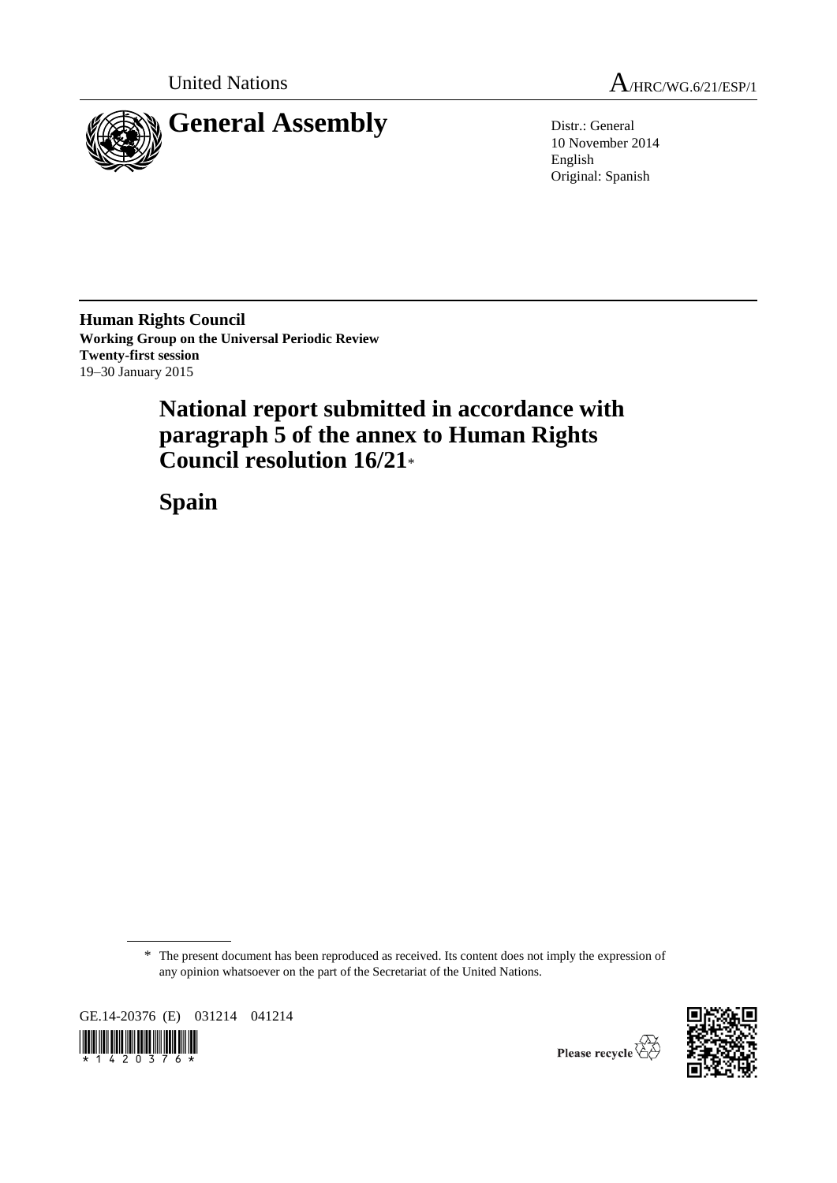United Nations A/HRC/WG.6/21/ESP/1

# General Assembly

Distr.: General
10 November 2014
English
Original: Spanish

**Human Rights Council**
**Working Group on the Universal Periodic Review**
**Twenty-first session**
19–30 January 2015

# National report submitted in accordance with paragraph 5 of the annex to Human Rights Council resolution 16/21*

# Spain

\* The present document has been reproduced as received. Its content does not imply the expression of any opinion whatsoever on the part of the Secretariat of the United Nations.

GE.14-20376 (E) 031214 041214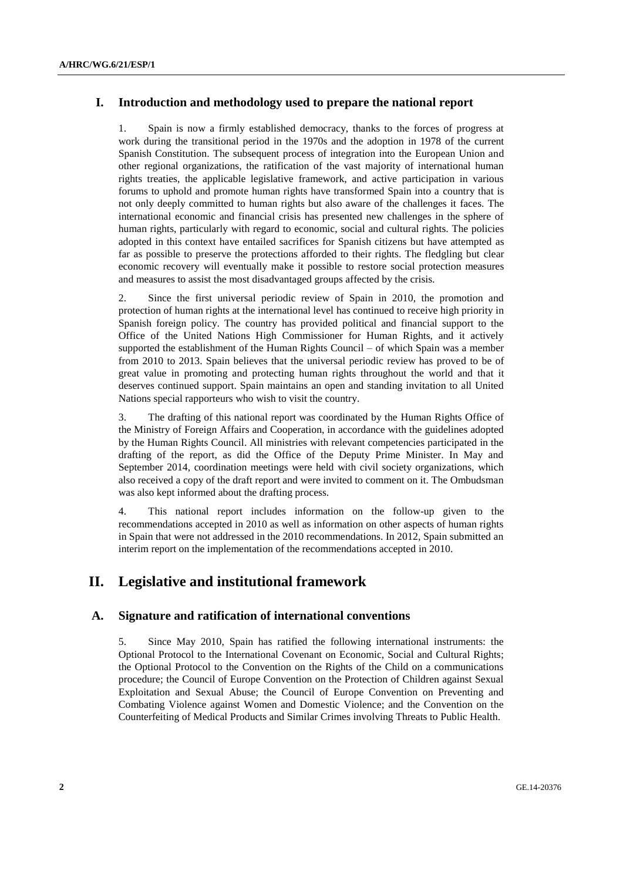## I. Introduction and methodology used to prepare the national report

1. Spain is now a firmly established democracy, thanks to the forces of progress at work during the transitional period in the 1970s and the adoption in 1978 of the current Spanish Constitution. The subsequent process of integration into the European Union and other regional organizations, the ratification of the vast majority of international human rights treaties, the applicable legislative framework, and active participation in various forums to uphold and promote human rights have transformed Spain into a country that is not only deeply committed to human rights but also aware of the challenges it faces. The international economic and financial crisis has presented new challenges in the sphere of human rights, particularly with regard to economic, social and cultural rights. The policies adopted in this context have entailed sacrifices for Spanish citizens but have attempted as far as possible to preserve the protections afforded to their rights. The fledgling but clear economic recovery will eventually make it possible to restore social protection measures and measures to assist the most disadvantaged groups affected by the crisis.

2. Since the first universal periodic review of Spain in 2010, the promotion and protection of human rights at the international level has continued to receive high priority in Spanish foreign policy. The country has provided political and financial support to the Office of the United Nations High Commissioner for Human Rights, and it actively supported the establishment of the Human Rights Council – of which Spain was a member from 2010 to 2013. Spain believes that the universal periodic review has proved to be of great value in promoting and protecting human rights throughout the world and that it deserves continued support. Spain maintains an open and standing invitation to all United Nations special rapporteurs who wish to visit the country.

3. The drafting of this national report was coordinated by the Human Rights Office of the Ministry of Foreign Affairs and Cooperation, in accordance with the guidelines adopted by the Human Rights Council. All ministries with relevant competencies participated in the drafting of the report, as did the Office of the Deputy Prime Minister. In May and September 2014, coordination meetings were held with civil society organizations, which also received a copy of the draft report and were invited to comment on it. The Ombudsman was also kept informed about the drafting process.

4. This national report includes information on the follow-up given to the recommendations accepted in 2010 as well as information on other aspects of human rights in Spain that were not addressed in the 2010 recommendations. In 2012, Spain submitted an interim report on the implementation of the recommendations accepted in 2010.

## II. Legislative and institutional framework

### A. Signature and ratification of international conventions

5. Since May 2010, Spain has ratified the following international instruments: the Optional Protocol to the International Covenant on Economic, Social and Cultural Rights; the Optional Protocol to the Convention on the Rights of the Child on a communications procedure; the Council of Europe Convention on the Protection of Children against Sexual Exploitation and Sexual Abuse; the Council of Europe Convention on Preventing and Combating Violence against Women and Domestic Violence; and the Convention on the Counterfeiting of Medical Products and Similar Crimes involving Threats to Public Health.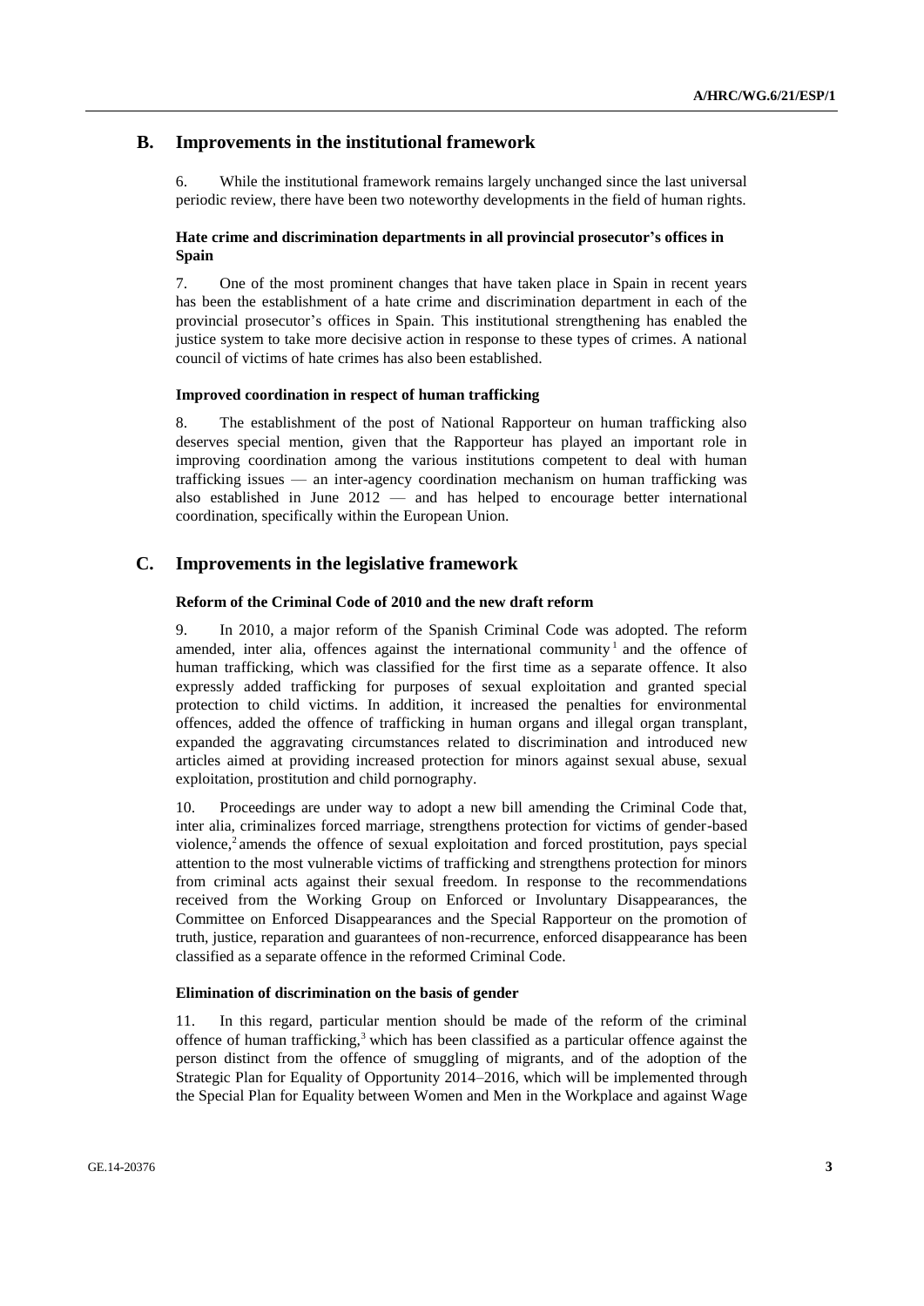## B. Improvements in the institutional framework

6. While the institutional framework remains largely unchanged since the last universal periodic review, there have been two noteworthy developments in the field of human rights.

### Hate crime and discrimination departments in all provincial prosecutor's offices in Spain

7. One of the most prominent changes that have taken place in Spain in recent years has been the establishment of a hate crime and discrimination department in each of the provincial prosecutor's offices in Spain. This institutional strengthening has enabled the justice system to take more decisive action in response to these types of crimes. A national council of victims of hate crimes has also been established.

### Improved coordination in respect of human trafficking

8. The establishment of the post of National Rapporteur on human trafficking also deserves special mention, given that the Rapporteur has played an important role in improving coordination among the various institutions competent to deal with human trafficking issues — an inter-agency coordination mechanism on human trafficking was also established in June 2012 — and has helped to encourage better international coordination, specifically within the European Union.

## C. Improvements in the legislative framework

### Reform of the Criminal Code of 2010 and the new draft reform

9. In 2010, a major reform of the Spanish Criminal Code was adopted. The reform amended, inter alia, offences against the international community[1] and the offence of human trafficking, which was classified for the first time as a separate offence. It also expressly added trafficking for purposes of sexual exploitation and granted special protection to child victims. In addition, it increased the penalties for environmental offences, added the offence of trafficking in human organs and illegal organ transplant, expanded the aggravating circumstances related to discrimination and introduced new articles aimed at providing increased protection for minors against sexual abuse, sexual exploitation, prostitution and child pornography.

10. Proceedings are under way to adopt a new bill amending the Criminal Code that, inter alia, criminalizes forced marriage, strengthens protection for victims of gender-based violence,[2] amends the offence of sexual exploitation and forced prostitution, pays special attention to the most vulnerable victims of trafficking and strengthens protection for minors from criminal acts against their sexual freedom. In response to the recommendations received from the Working Group on Enforced or Involuntary Disappearances, the Committee on Enforced Disappearances and the Special Rapporteur on the promotion of truth, justice, reparation and guarantees of non-recurrence, enforced disappearance has been classified as a separate offence in the reformed Criminal Code.

### Elimination of discrimination on the basis of gender

11. In this regard, particular mention should be made of the reform of the criminal offence of human trafficking,[3] which has been classified as a particular offence against the person distinct from the offence of smuggling of migrants, and of the adoption of the Strategic Plan for Equality of Opportunity 2014–2016, which will be implemented through the Special Plan for Equality between Women and Men in the Workplace and against Wage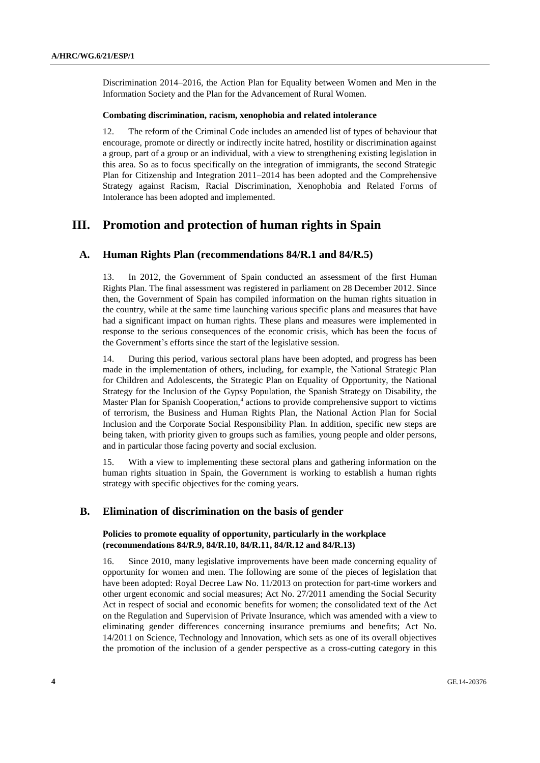Discrimination 2014–2016, the Action Plan for Equality between Women and Men in the Information Society and the Plan for the Advancement of Rural Women.

**Combating discrimination, racism, xenophobia and related intolerance**

12. The reform of the Criminal Code includes an amended list of types of behaviour that encourage, promote or directly or indirectly incite hatred, hostility or discrimination against a group, part of a group or an individual, with a view to strengthening existing legislation in this area. So as to focus specifically on the integration of immigrants, the second Strategic Plan for Citizenship and Integration 2011–2014 has been adopted and the Comprehensive Strategy against Racism, Racial Discrimination, Xenophobia and Related Forms of Intolerance has been adopted and implemented.

# III. Promotion and protection of human rights in Spain

## A. Human Rights Plan (recommendations 84/R.1 and 84/R.5)

13. In 2012, the Government of Spain conducted an assessment of the first Human Rights Plan. The final assessment was registered in parliament on 28 December 2012. Since then, the Government of Spain has compiled information on the human rights situation in the country, while at the same time launching various specific plans and measures that have had a significant impact on human rights. These plans and measures were implemented in response to the serious consequences of the economic crisis, which has been the focus of the Government's efforts since the start of the legislative session.

14. During this period, various sectoral plans have been adopted, and progress has been made in the implementation of others, including, for example, the National Strategic Plan for Children and Adolescents, the Strategic Plan on Equality of Opportunity, the National Strategy for the Inclusion of the Gypsy Population, the Spanish Strategy on Disability, the Master Plan for Spanish Cooperation,[4] actions to provide comprehensive support to victims of terrorism, the Business and Human Rights Plan, the National Action Plan for Social Inclusion and the Corporate Social Responsibility Plan. In addition, specific new steps are being taken, with priority given to groups such as families, young people and older persons, and in particular those facing poverty and social exclusion.

15. With a view to implementing these sectoral plans and gathering information on the human rights situation in Spain, the Government is working to establish a human rights strategy with specific objectives for the coming years.

## B. Elimination of discrimination on the basis of gender

### Policies to promote equality of opportunity, particularly in the workplace (recommendations 84/R.9, 84/R.10, 84/R.11, 84/R.12 and 84/R.13)

16. Since 2010, many legislative improvements have been made concerning equality of opportunity for women and men. The following are some of the pieces of legislation that have been adopted: Royal Decree Law No. 11/2013 on protection for part-time workers and other urgent economic and social measures; Act No. 27/2011 amending the Social Security Act in respect of social and economic benefits for women; the consolidated text of the Act on the Regulation and Supervision of Private Insurance, which was amended with a view to eliminating gender differences concerning insurance premiums and benefits; Act No. 14/2011 on Science, Technology and Innovation, which sets as one of its overall objectives the promotion of the inclusion of a gender perspective as a cross-cutting category in this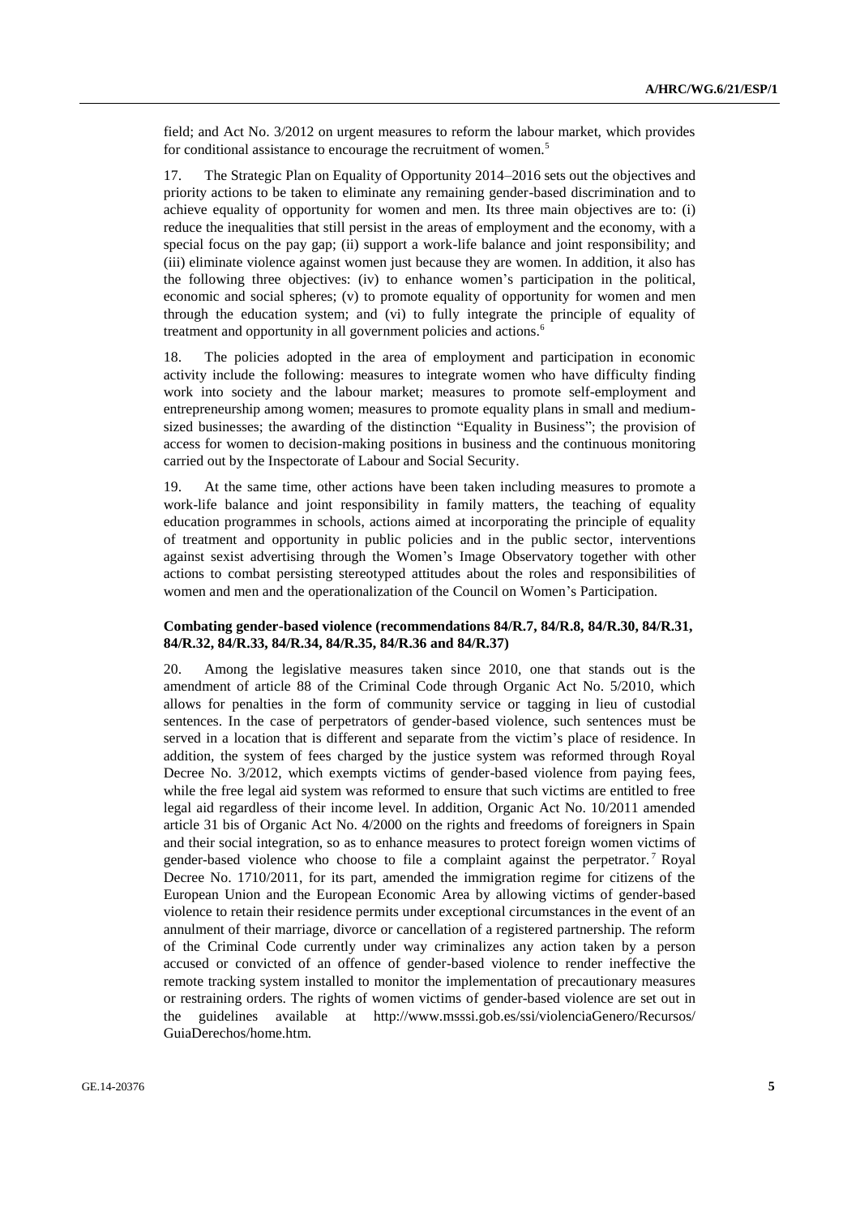field; and Act No. 3/2012 on urgent measures to reform the labour market, which provides for conditional assistance to encourage the recruitment of women.[5]

17. The Strategic Plan on Equality of Opportunity 2014–2016 sets out the objectives and priority actions to be taken to eliminate any remaining gender-based discrimination and to achieve equality of opportunity for women and men. Its three main objectives are to: (i) reduce the inequalities that still persist in the areas of employment and the economy, with a special focus on the pay gap; (ii) support a work-life balance and joint responsibility; and (iii) eliminate violence against women just because they are women. In addition, it also has the following three objectives: (iv) to enhance women's participation in the political, economic and social spheres; (v) to promote equality of opportunity for women and men through the education system; and (vi) to fully integrate the principle of equality of treatment and opportunity in all government policies and actions.[6]

18. The policies adopted in the area of employment and participation in economic activity include the following: measures to integrate women who have difficulty finding work into society and the labour market; measures to promote self-employment and entrepreneurship among women; measures to promote equality plans in small and medium-sized businesses; the awarding of the distinction "Equality in Business"; the provision of access for women to decision-making positions in business and the continuous monitoring carried out by the Inspectorate of Labour and Social Security.

19. At the same time, other actions have been taken including measures to promote a work-life balance and joint responsibility in family matters, the teaching of equality education programmes in schools, actions aimed at incorporating the principle of equality of treatment and opportunity in public policies and in the public sector, interventions against sexist advertising through the Women's Image Observatory together with other actions to combat persisting stereotyped attitudes about the roles and responsibilities of women and men and the operationalization of the Council on Women's Participation.

**Combating gender-based violence (recommendations 84/R.7, 84/R.8, 84/R.30, 84/R.31, 84/R.32, 84/R.33, 84/R.34, 84/R.35, 84/R.36 and 84/R.37)**

20. Among the legislative measures taken since 2010, one that stands out is the amendment of article 88 of the Criminal Code through Organic Act No. 5/2010, which allows for penalties in the form of community service or tagging in lieu of custodial sentences. In the case of perpetrators of gender-based violence, such sentences must be served in a location that is different and separate from the victim's place of residence. In addition, the system of fees charged by the justice system was reformed through Royal Decree No. 3/2012, which exempts victims of gender-based violence from paying fees, while the free legal aid system was reformed to ensure that such victims are entitled to free legal aid regardless of their income level. In addition, Organic Act No. 10/2011 amended article 31 bis of Organic Act No. 4/2000 on the rights and freedoms of foreigners in Spain and their social integration, so as to enhance measures to protect foreign women victims of gender-based violence who choose to file a complaint against the perpetrator.[7] Royal Decree No. 1710/2011, for its part, amended the immigration regime for citizens of the European Union and the European Economic Area by allowing victims of gender-based violence to retain their residence permits under exceptional circumstances in the event of an annulment of their marriage, divorce or cancellation of a registered partnership. The reform of the Criminal Code currently under way criminalizes any action taken by a person accused or convicted of an offence of gender-based violence to render ineffective the remote tracking system installed to monitor the implementation of precautionary measures or restraining orders. The rights of women victims of gender-based violence are set out in the guidelines available at http://www.msssi.gob.es/ssi/violenciaGenero/Recursos/GuiaDerechos/home.htm.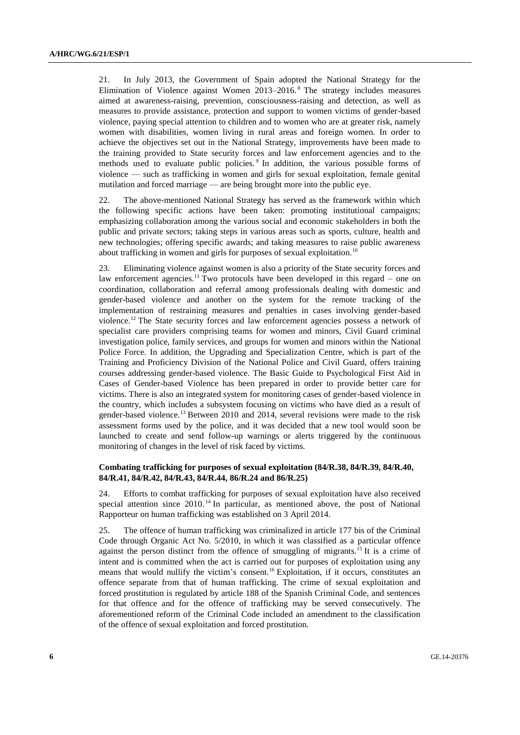21. In July 2013, the Government of Spain adopted the National Strategy for the Elimination of Violence against Women 2013–2016.[8] The strategy includes measures aimed at awareness-raising, prevention, consciousness-raising and detection, as well as measures to provide assistance, protection and support to women victims of gender-based violence, paying special attention to children and to women who are at greater risk, namely women with disabilities, women living in rural areas and foreign women. In order to achieve the objectives set out in the National Strategy, improvements have been made to the training provided to State security forces and law enforcement agencies and to the methods used to evaluate public policies.[9] In addition, the various possible forms of violence — such as trafficking in women and girls for sexual exploitation, female genital mutilation and forced marriage — are being brought more into the public eye.

22. The above-mentioned National Strategy has served as the framework within which the following specific actions have been taken: promoting institutional campaigns; emphasizing collaboration among the various social and economic stakeholders in both the public and private sectors; taking steps in various areas such as sports, culture, health and new technologies; offering specific awards; and taking measures to raise public awareness about trafficking in women and girls for purposes of sexual exploitation.[10]

23. Eliminating violence against women is also a priority of the State security forces and law enforcement agencies.[11] Two protocols have been developed in this regard – one on coordination, collaboration and referral among professionals dealing with domestic and gender-based violence and another on the system for the remote tracking of the implementation of restraining measures and penalties in cases involving gender-based violence.[12] The State security forces and law enforcement agencies possess a network of specialist care providers comprising teams for women and minors, Civil Guard criminal investigation police, family services, and groups for women and minors within the National Police Force. In addition, the Upgrading and Specialization Centre, which is part of the Training and Proficiency Division of the National Police and Civil Guard, offers training courses addressing gender-based violence. The Basic Guide to Psychological First Aid in Cases of Gender-based Violence has been prepared in order to provide better care for victims. There is also an integrated system for monitoring cases of gender-based violence in the country, which includes a subsystem focusing on victims who have died as a result of gender-based violence.[13] Between 2010 and 2014, several revisions were made to the risk assessment forms used by the police, and it was decided that a new tool would soon be launched to create and send follow-up warnings or alerts triggered by the continuous monitoring of changes in the level of risk faced by victims.

**Combating trafficking for purposes of sexual exploitation (84/R.38, 84/R.39, 84/R.40, 84/R.41, 84/R.42, 84/R.43, 84/R.44, 86/R.24 and 86/R.25)**

24. Efforts to combat trafficking for purposes of sexual exploitation have also received special attention since 2010.[14] In particular, as mentioned above, the post of National Rapporteur on human trafficking was established on 3 April 2014.

25. The offence of human trafficking was criminalized in article 177 bis of the Criminal Code through Organic Act No. 5/2010, in which it was classified as a particular offence against the person distinct from the offence of smuggling of migrants.[15] It is a crime of intent and is committed when the act is carried out for purposes of exploitation using any means that would nullify the victim's consent.[16] Exploitation, if it occurs, constitutes an offence separate from that of human trafficking. The crime of sexual exploitation and forced prostitution is regulated by article 188 of the Spanish Criminal Code, and sentences for that offence and for the offence of trafficking may be served consecutively. The aforementioned reform of the Criminal Code included an amendment to the classification of the offence of sexual exploitation and forced prostitution.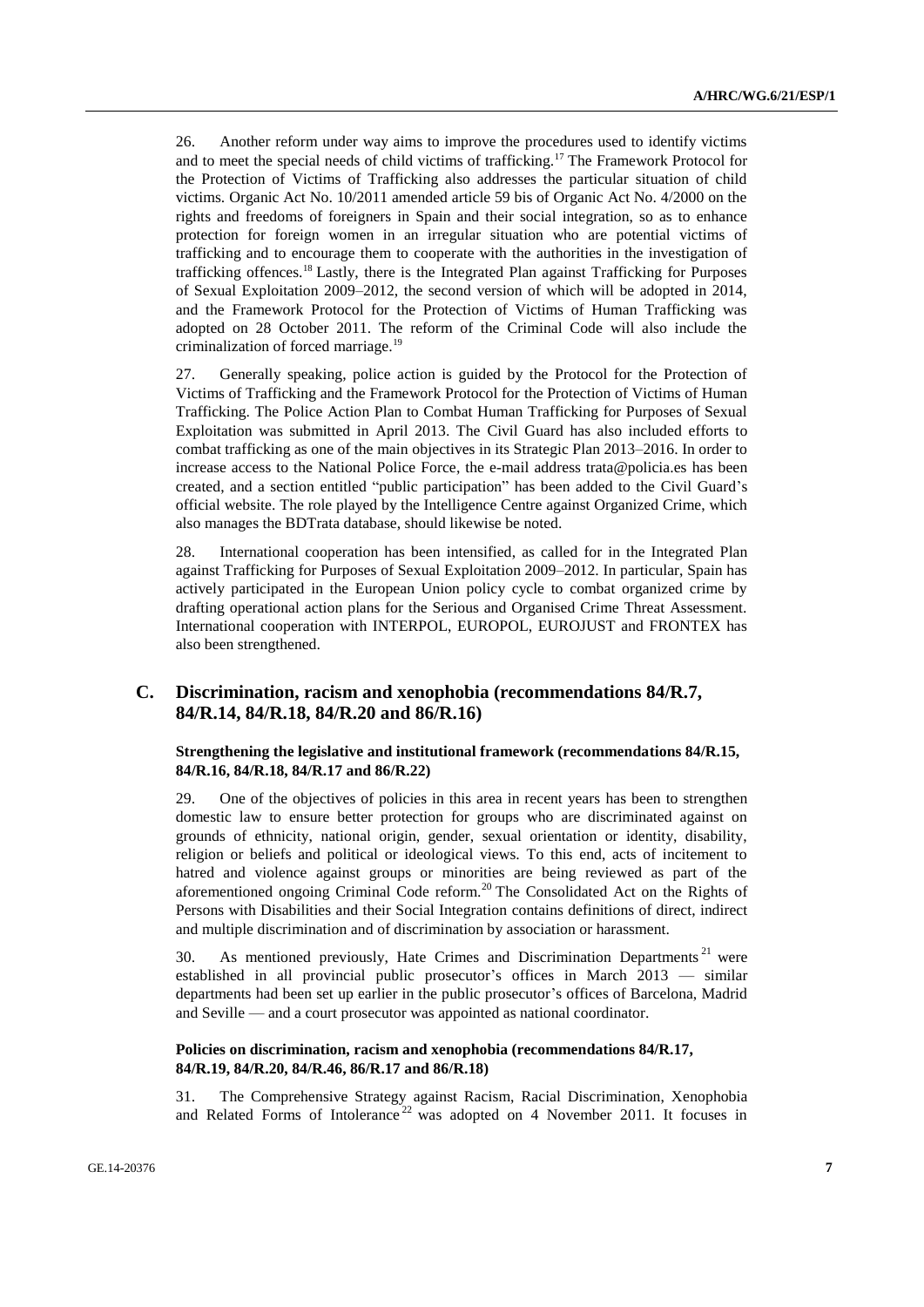26. Another reform under way aims to improve the procedures used to identify victims and to meet the special needs of child victims of trafficking.[17] The Framework Protocol for the Protection of Victims of Trafficking also addresses the particular situation of child victims. Organic Act No. 10/2011 amended article 59 bis of Organic Act No. 4/2000 on the rights and freedoms of foreigners in Spain and their social integration, so as to enhance protection for foreign women in an irregular situation who are potential victims of trafficking and to encourage them to cooperate with the authorities in the investigation of trafficking offences.[18] Lastly, there is the Integrated Plan against Trafficking for Purposes of Sexual Exploitation 2009–2012, the second version of which will be adopted in 2014, and the Framework Protocol for the Protection of Victims of Human Trafficking was adopted on 28 October 2011. The reform of the Criminal Code will also include the criminalization of forced marriage.[19]

27. Generally speaking, police action is guided by the Protocol for the Protection of Victims of Trafficking and the Framework Protocol for the Protection of Victims of Human Trafficking. The Police Action Plan to Combat Human Trafficking for Purposes of Sexual Exploitation was submitted in April 2013. The Civil Guard has also included efforts to combat trafficking as one of the main objectives in its Strategic Plan 2013–2016. In order to increase access to the National Police Force, the e-mail address trata@policia.es has been created, and a section entitled "public participation" has been added to the Civil Guard's official website. The role played by the Intelligence Centre against Organized Crime, which also manages the BDTrata database, should likewise be noted.

28. International cooperation has been intensified, as called for in the Integrated Plan against Trafficking for Purposes of Sexual Exploitation 2009–2012. In particular, Spain has actively participated in the European Union policy cycle to combat organized crime by drafting operational action plans for the Serious and Organised Crime Threat Assessment. International cooperation with INTERPOL, EUROPOL, EUROJUST and FRONTEX has also been strengthened.

## C. Discrimination, racism and xenophobia (recommendations 84/R.7, 84/R.14, 84/R.18, 84/R.20 and 86/R.16)

### Strengthening the legislative and institutional framework (recommendations 84/R.15, 84/R.16, 84/R.18, 84/R.17 and 86/R.22)

29. One of the objectives of policies in this area in recent years has been to strengthen domestic law to ensure better protection for groups who are discriminated against on grounds of ethnicity, national origin, gender, sexual orientation or identity, disability, religion or beliefs and political or ideological views. To this end, acts of incitement to hatred and violence against groups or minorities are being reviewed as part of the aforementioned ongoing Criminal Code reform.[20] The Consolidated Act on the Rights of Persons with Disabilities and their Social Integration contains definitions of direct, indirect and multiple discrimination and of discrimination by association or harassment.

30. As mentioned previously, Hate Crimes and Discrimination Departments[21] were established in all provincial public prosecutor's offices in March 2013 — similar departments had been set up earlier in the public prosecutor's offices of Barcelona, Madrid and Seville — and a court prosecutor was appointed as national coordinator.

### Policies on discrimination, racism and xenophobia (recommendations 84/R.17, 84/R.19, 84/R.20, 84/R.46, 86/R.17 and 86/R.18)

31. The Comprehensive Strategy against Racism, Racial Discrimination, Xenophobia and Related Forms of Intolerance[22] was adopted on 4 November 2011. It focuses in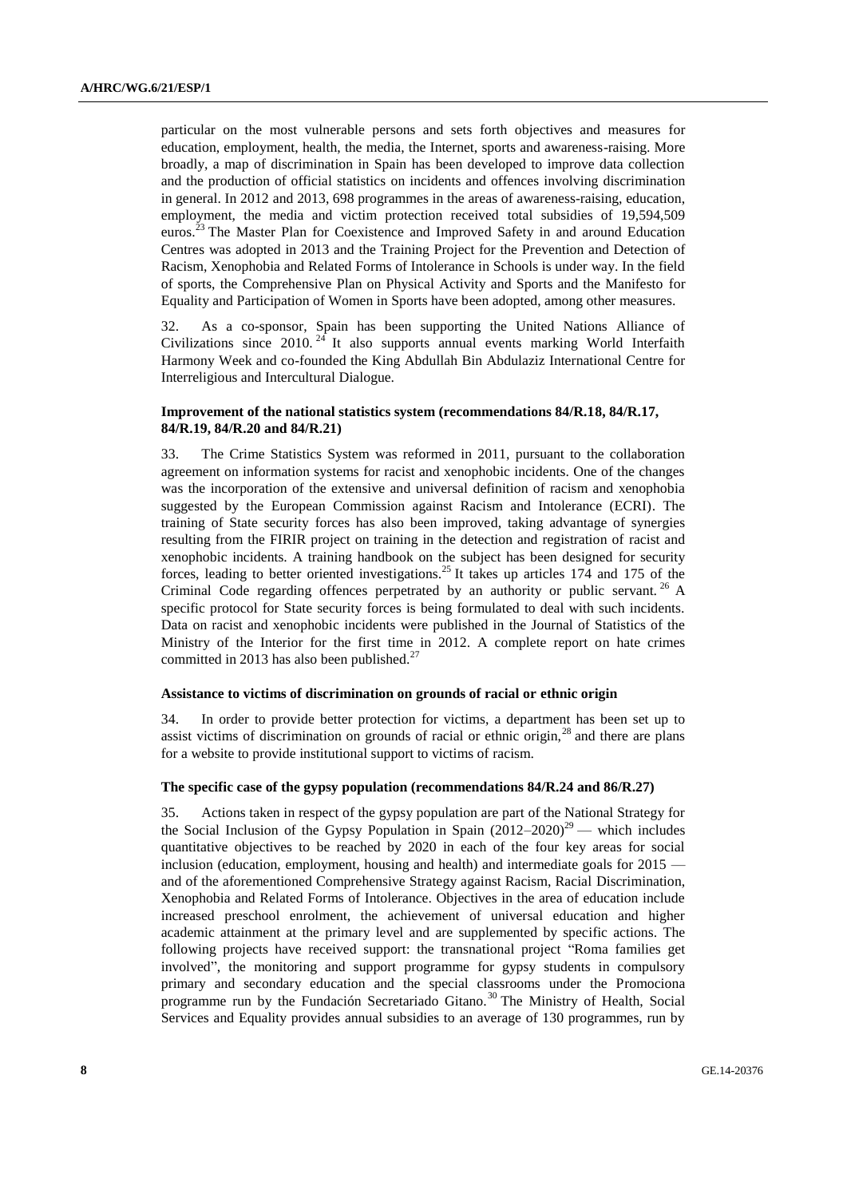particular on the most vulnerable persons and sets forth objectives and measures for education, employment, health, the media, the Internet, sports and awareness-raising. More broadly, a map of discrimination in Spain has been developed to improve data collection and the production of official statistics on incidents and offences involving discrimination in general. In 2012 and 2013, 698 programmes in the areas of awareness-raising, education, employment, the media and victim protection received total subsidies of 19,594,509 euros.[23] The Master Plan for Coexistence and Improved Safety in and around Education Centres was adopted in 2013 and the Training Project for the Prevention and Detection of Racism, Xenophobia and Related Forms of Intolerance in Schools is under way. In the field of sports, the Comprehensive Plan on Physical Activity and Sports and the Manifesto for Equality and Participation of Women in Sports have been adopted, among other measures.

32. As a co-sponsor, Spain has been supporting the United Nations Alliance of Civilizations since 2010.[24] It also supports annual events marking World Interfaith Harmony Week and co-founded the King Abdullah Bin Abdulaziz International Centre for Interreligious and Intercultural Dialogue.

### Improvement of the national statistics system (recommendations 84/R.18, 84/R.17, 84/R.19, 84/R.20 and 84/R.21)

33. The Crime Statistics System was reformed in 2011, pursuant to the collaboration agreement on information systems for racist and xenophobic incidents. One of the changes was the incorporation of the extensive and universal definition of racism and xenophobia suggested by the European Commission against Racism and Intolerance (ECRI). The training of State security forces has also been improved, taking advantage of synergies resulting from the FIRIR project on training in the detection and registration of racist and xenophobic incidents. A training handbook on the subject has been designed for security forces, leading to better oriented investigations.[25] It takes up articles 174 and 175 of the Criminal Code regarding offences perpetrated by an authority or public servant.[26] A specific protocol for State security forces is being formulated to deal with such incidents. Data on racist and xenophobic incidents were published in the Journal of Statistics of the Ministry of the Interior for the first time in 2012. A complete report on hate crimes committed in 2013 has also been published.[27]

### Assistance to victims of discrimination on grounds of racial or ethnic origin

34. In order to provide better protection for victims, a department has been set up to assist victims of discrimination on grounds of racial or ethnic origin,[28] and there are plans for a website to provide institutional support to victims of racism.

### The specific case of the gypsy population (recommendations 84/R.24 and 86/R.27)

35. Actions taken in respect of the gypsy population are part of the National Strategy for the Social Inclusion of the Gypsy Population in Spain (2012–2020)[29] — which includes quantitative objectives to be reached by 2020 in each of the four key areas for social inclusion (education, employment, housing and health) and intermediate goals for 2015 — and of the aforementioned Comprehensive Strategy against Racism, Racial Discrimination, Xenophobia and Related Forms of Intolerance. Objectives in the area of education include increased preschool enrolment, the achievement of universal education and higher academic attainment at the primary level and are supplemented by specific actions. The following projects have received support: the transnational project "Roma families get involved", the monitoring and support programme for gypsy students in compulsory primary and secondary education and the special classrooms under the Promociona programme run by the Fundación Secretariado Gitano.[30] The Ministry of Health, Social Services and Equality provides annual subsidies to an average of 130 programmes, run by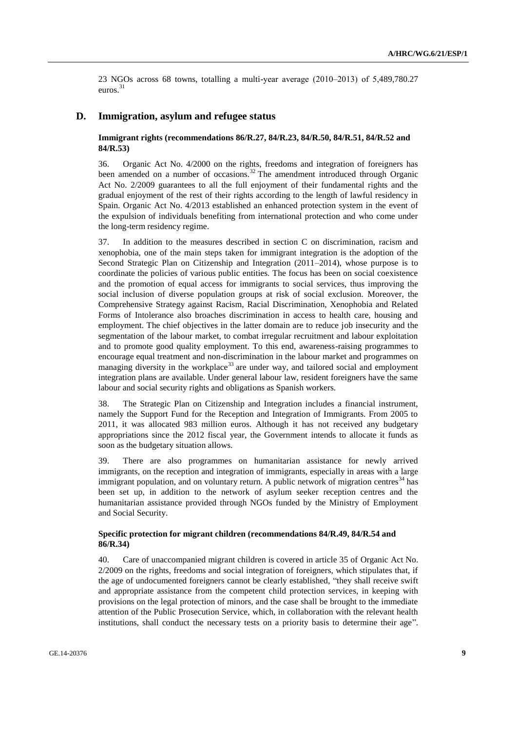23 NGOs across 68 towns, totalling a multi-year average (2010–2013) of 5,489,780.27 euros.[31]

## D. Immigration, asylum and refugee status

### Immigrant rights (recommendations 86/R.27, 84/R.23, 84/R.50, 84/R.51, 84/R.52 and 84/R.53)

36. Organic Act No. 4/2000 on the rights, freedoms and integration of foreigners has been amended on a number of occasions.[32] The amendment introduced through Organic Act No. 2/2009 guarantees to all the full enjoyment of their fundamental rights and the gradual enjoyment of the rest of their rights according to the length of lawful residency in Spain. Organic Act No. 4/2013 established an enhanced protection system in the event of the expulsion of individuals benefiting from international protection and who come under the long-term residency regime.

37. In addition to the measures described in section C on discrimination, racism and xenophobia, one of the main steps taken for immigrant integration is the adoption of the Second Strategic Plan on Citizenship and Integration (2011–2014), whose purpose is to coordinate the policies of various public entities. The focus has been on social coexistence and the promotion of equal access for immigrants to social services, thus improving the social inclusion of diverse population groups at risk of social exclusion. Moreover, the Comprehensive Strategy against Racism, Racial Discrimination, Xenophobia and Related Forms of Intolerance also broaches discrimination in access to health care, housing and employment. The chief objectives in the latter domain are to reduce job insecurity and the segmentation of the labour market, to combat irregular recruitment and labour exploitation and to promote good quality employment. To this end, awareness-raising programmes to encourage equal treatment and non-discrimination in the labour market and programmes on managing diversity in the workplace[33] are under way, and tailored social and employment integration plans are available. Under general labour law, resident foreigners have the same labour and social security rights and obligations as Spanish workers.

38. The Strategic Plan on Citizenship and Integration includes a financial instrument, namely the Support Fund for the Reception and Integration of Immigrants. From 2005 to 2011, it was allocated 983 million euros. Although it has not received any budgetary appropriations since the 2012 fiscal year, the Government intends to allocate it funds as soon as the budgetary situation allows.

39. There are also programmes on humanitarian assistance for newly arrived immigrants, on the reception and integration of immigrants, especially in areas with a large immigrant population, and on voluntary return. A public network of migration centres[34] has been set up, in addition to the network of asylum seeker reception centres and the humanitarian assistance provided through NGOs funded by the Ministry of Employment and Social Security.

### Specific protection for migrant children (recommendations 84/R.49, 84/R.54 and 86/R.34)

40. Care of unaccompanied migrant children is covered in article 35 of Organic Act No. 2/2009 on the rights, freedoms and social integration of foreigners, which stipulates that, if the age of undocumented foreigners cannot be clearly established, "they shall receive swift and appropriate assistance from the competent child protection services, in keeping with provisions on the legal protection of minors, and the case shall be brought to the immediate attention of the Public Prosecution Service, which, in collaboration with the relevant health institutions, shall conduct the necessary tests on a priority basis to determine their age".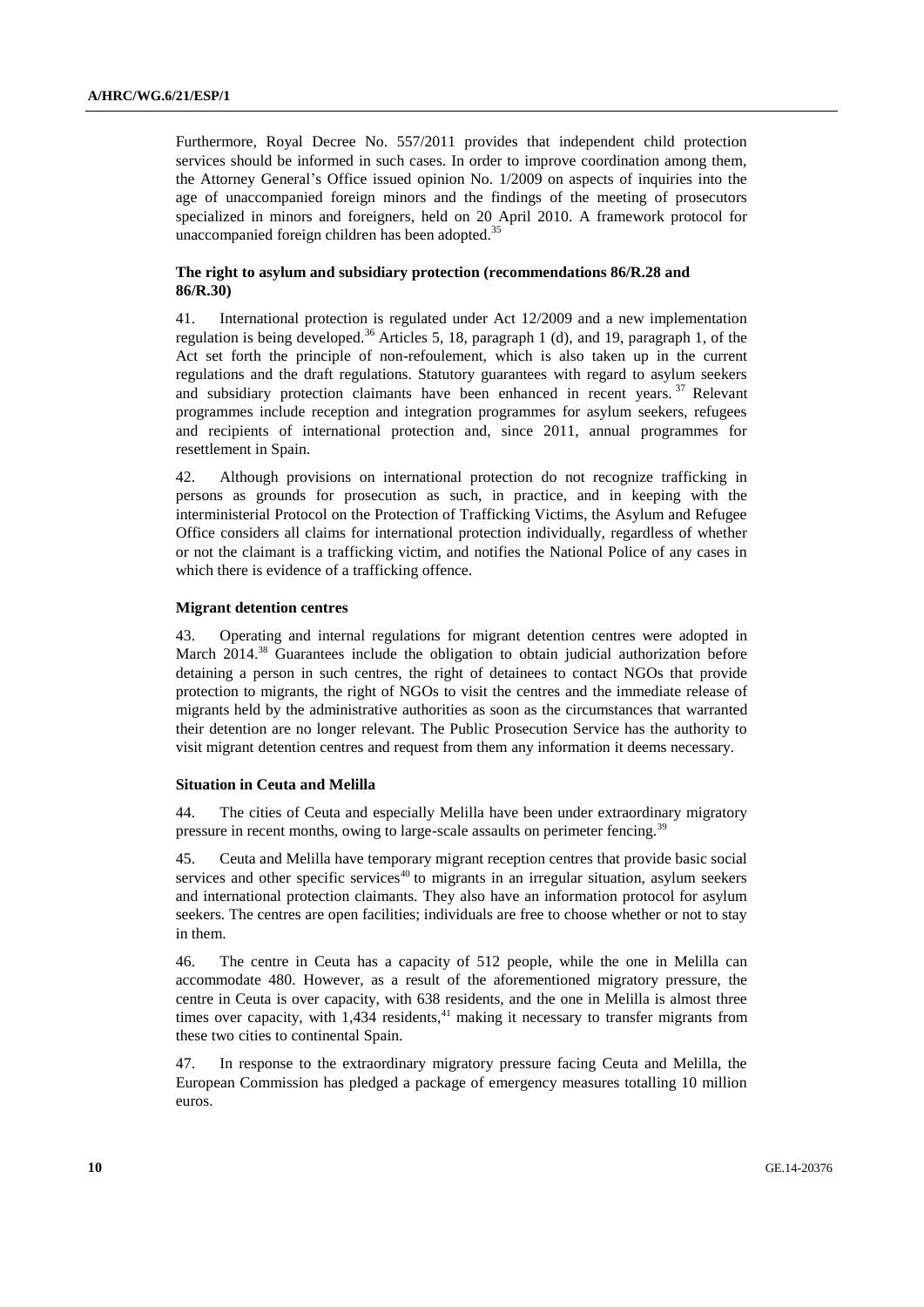Furthermore, Royal Decree No. 557/2011 provides that independent child protection services should be informed in such cases. In order to improve coordination among them, the Attorney General's Office issued opinion No. 1/2009 on aspects of inquiries into the age of unaccompanied foreign minors and the findings of the meeting of prosecutors specialized in minors and foreigners, held on 20 April 2010. A framework protocol for unaccompanied foreign children has been adopted.[35]

### The right to asylum and subsidiary protection (recommendations 86/R.28 and 86/R.30)

41. International protection is regulated under Act 12/2009 and a new implementation regulation is being developed.[36] Articles 5, 18, paragraph 1 (d), and 19, paragraph 1, of the Act set forth the principle of non-refoulement, which is also taken up in the current regulations and the draft regulations. Statutory guarantees with regard to asylum seekers and subsidiary protection claimants have been enhanced in recent years.[37] Relevant programmes include reception and integration programmes for asylum seekers, refugees and recipients of international protection and, since 2011, annual programmes for resettlement in Spain.

42. Although provisions on international protection do not recognize trafficking in persons as grounds for prosecution as such, in practice, and in keeping with the interministerial Protocol on the Protection of Trafficking Victims, the Asylum and Refugee Office considers all claims for international protection individually, regardless of whether or not the claimant is a trafficking victim, and notifies the National Police of any cases in which there is evidence of a trafficking offence.

### Migrant detention centres

43. Operating and internal regulations for migrant detention centres were adopted in March 2014.[38] Guarantees include the obligation to obtain judicial authorization before detaining a person in such centres, the right of detainees to contact NGOs that provide protection to migrants, the right of NGOs to visit the centres and the immediate release of migrants held by the administrative authorities as soon as the circumstances that warranted their detention are no longer relevant. The Public Prosecution Service has the authority to visit migrant detention centres and request from them any information it deems necessary.

### Situation in Ceuta and Melilla

44. The cities of Ceuta and especially Melilla have been under extraordinary migratory pressure in recent months, owing to large-scale assaults on perimeter fencing.[39]

45. Ceuta and Melilla have temporary migrant reception centres that provide basic social services and other specific services[40] to migrants in an irregular situation, asylum seekers and international protection claimants. They also have an information protocol for asylum seekers. The centres are open facilities; individuals are free to choose whether or not to stay in them.

46. The centre in Ceuta has a capacity of 512 people, while the one in Melilla can accommodate 480. However, as a result of the aforementioned migratory pressure, the centre in Ceuta is over capacity, with 638 residents, and the one in Melilla is almost three times over capacity, with 1,434 residents,[41] making it necessary to transfer migrants from these two cities to continental Spain.

47. In response to the extraordinary migratory pressure facing Ceuta and Melilla, the European Commission has pledged a package of emergency measures totalling 10 million euros.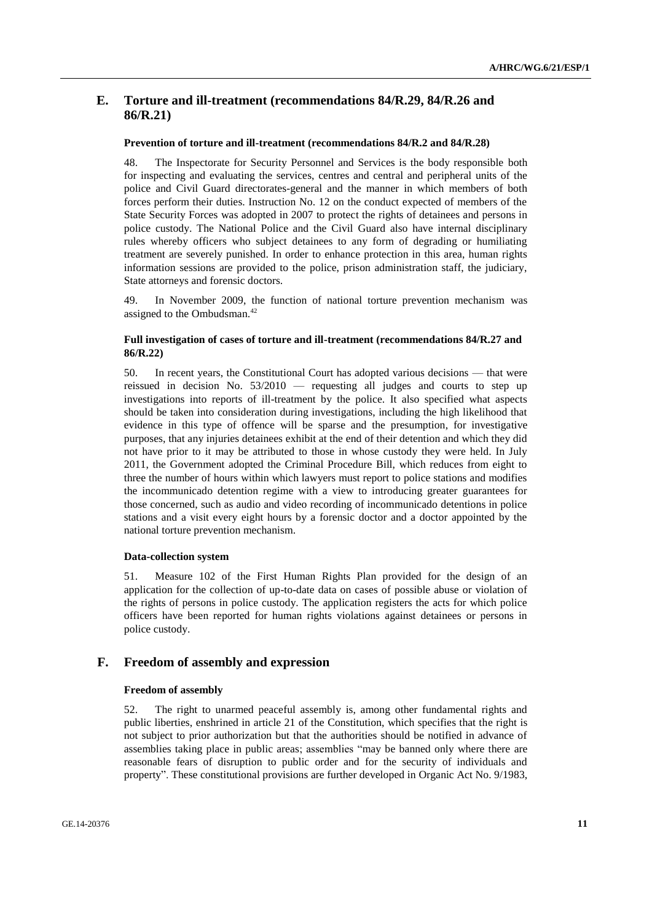## E. Torture and ill-treatment (recommendations 84/R.29, 84/R.26 and 86/R.21)

### Prevention of torture and ill-treatment (recommendations 84/R.2 and 84/R.28)

48. The Inspectorate for Security Personnel and Services is the body responsible both for inspecting and evaluating the services, centres and central and peripheral units of the police and Civil Guard directorates-general and the manner in which members of both forces perform their duties. Instruction No. 12 on the conduct expected of members of the State Security Forces was adopted in 2007 to protect the rights of detainees and persons in police custody. The National Police and the Civil Guard also have internal disciplinary rules whereby officers who subject detainees to any form of degrading or humiliating treatment are severely punished. In order to enhance protection in this area, human rights information sessions are provided to the police, prison administration staff, the judiciary, State attorneys and forensic doctors.

49. In November 2009, the function of national torture prevention mechanism was assigned to the Ombudsman.[42]

### Full investigation of cases of torture and ill-treatment (recommendations 84/R.27 and 86/R.22)

50. In recent years, the Constitutional Court has adopted various decisions — that were reissued in decision No. 53/2010 — requesting all judges and courts to step up investigations into reports of ill-treatment by the police. It also specified what aspects should be taken into consideration during investigations, including the high likelihood that evidence in this type of offence will be sparse and the presumption, for investigative purposes, that any injuries detainees exhibit at the end of their detention and which they did not have prior to it may be attributed to those in whose custody they were held. In July 2011, the Government adopted the Criminal Procedure Bill, which reduces from eight to three the number of hours within which lawyers must report to police stations and modifies the incommunicado detention regime with a view to introducing greater guarantees for those concerned, such as audio and video recording of incommunicado detentions in police stations and a visit every eight hours by a forensic doctor and a doctor appointed by the national torture prevention mechanism.

### Data-collection system

51. Measure 102 of the First Human Rights Plan provided for the design of an application for the collection of up-to-date data on cases of possible abuse or violation of the rights of persons in police custody. The application registers the acts for which police officers have been reported for human rights violations against detainees or persons in police custody.

## F. Freedom of assembly and expression

### Freedom of assembly

52. The right to unarmed peaceful assembly is, among other fundamental rights and public liberties, enshrined in article 21 of the Constitution, which specifies that the right is not subject to prior authorization but that the authorities should be notified in advance of assemblies taking place in public areas; assemblies "may be banned only where there are reasonable fears of disruption to public order and for the security of individuals and property". These constitutional provisions are further developed in Organic Act No. 9/1983,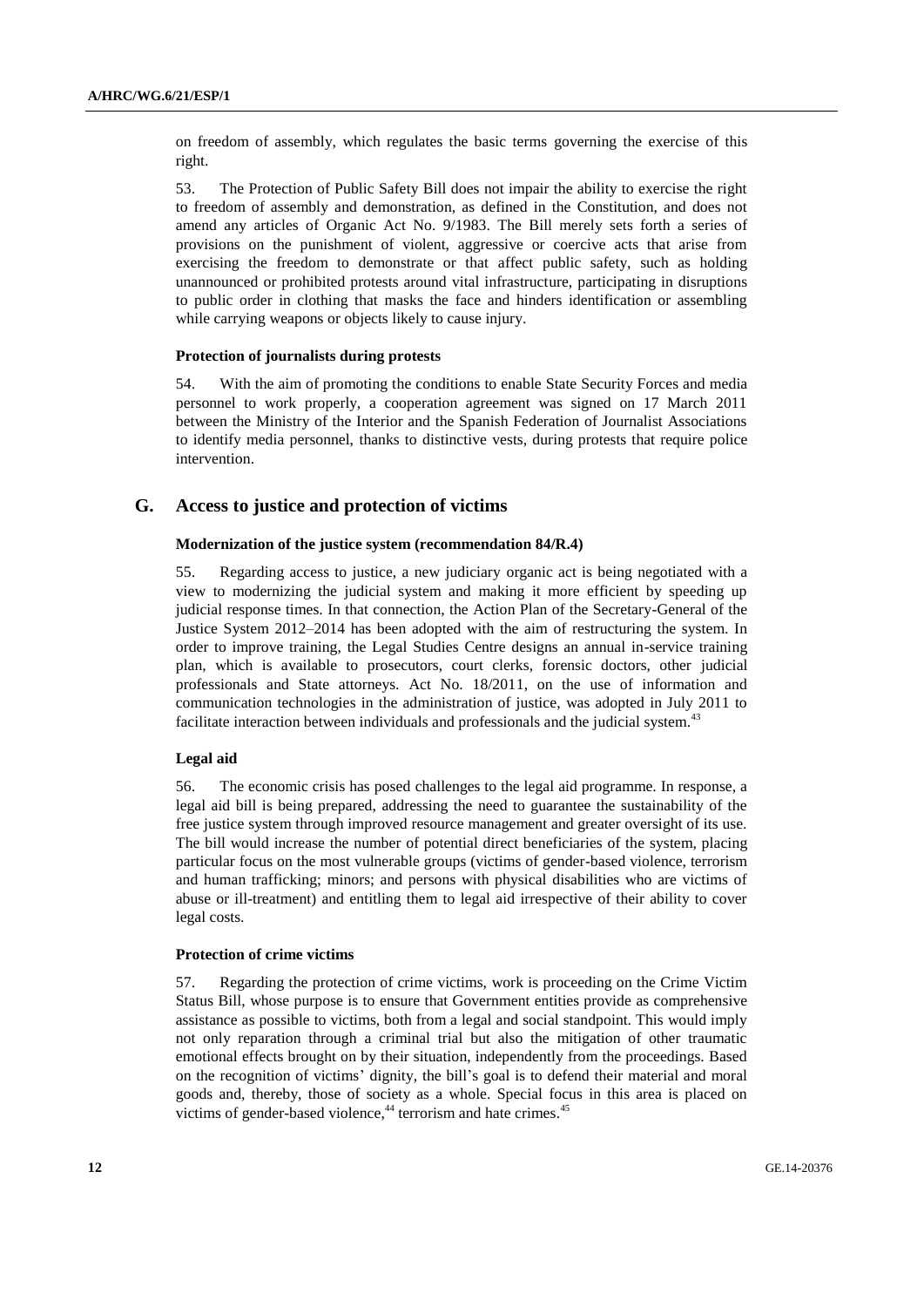on freedom of assembly, which regulates the basic terms governing the exercise of this right.

53. The Protection of Public Safety Bill does not impair the ability to exercise the right to freedom of assembly and demonstration, as defined in the Constitution, and does not amend any articles of Organic Act No. 9/1983. The Bill merely sets forth a series of provisions on the punishment of violent, aggressive or coercive acts that arise from exercising the freedom to demonstrate or that affect public safety, such as holding unannounced or prohibited protests around vital infrastructure, participating in disruptions to public order in clothing that masks the face and hinders identification or assembling while carrying weapons or objects likely to cause injury.

#### Protection of journalists during protests

54. With the aim of promoting the conditions to enable State Security Forces and media personnel to work properly, a cooperation agreement was signed on 17 March 2011 between the Ministry of the Interior and the Spanish Federation of Journalist Associations to identify media personnel, thanks to distinctive vests, during protests that require police intervention.

## G. Access to justice and protection of victims

#### Modernization of the justice system (recommendation 84/R.4)

55. Regarding access to justice, a new judiciary organic act is being negotiated with a view to modernizing the judicial system and making it more efficient by speeding up judicial response times. In that connection, the Action Plan of the Secretary-General of the Justice System 2012–2014 has been adopted with the aim of restructuring the system. In order to improve training, the Legal Studies Centre designs an annual in-service training plan, which is available to prosecutors, court clerks, forensic doctors, other judicial professionals and State attorneys. Act No. 18/2011, on the use of information and communication technologies in the administration of justice, was adopted in July 2011 to facilitate interaction between individuals and professionals and the judicial system.[43]

#### Legal aid

56. The economic crisis has posed challenges to the legal aid programme. In response, a legal aid bill is being prepared, addressing the need to guarantee the sustainability of the free justice system through improved resource management and greater oversight of its use. The bill would increase the number of potential direct beneficiaries of the system, placing particular focus on the most vulnerable groups (victims of gender-based violence, terrorism and human trafficking; minors; and persons with physical disabilities who are victims of abuse or ill-treatment) and entitling them to legal aid irrespective of their ability to cover legal costs.

#### Protection of crime victims

57. Regarding the protection of crime victims, work is proceeding on the Crime Victim Status Bill, whose purpose is to ensure that Government entities provide as comprehensive assistance as possible to victims, both from a legal and social standpoint. This would imply not only reparation through a criminal trial but also the mitigation of other traumatic emotional effects brought on by their situation, independently from the proceedings. Based on the recognition of victims' dignity, the bill's goal is to defend their material and moral goods and, thereby, those of society as a whole. Special focus in this area is placed on victims of gender-based violence,[44] terrorism and hate crimes.[45]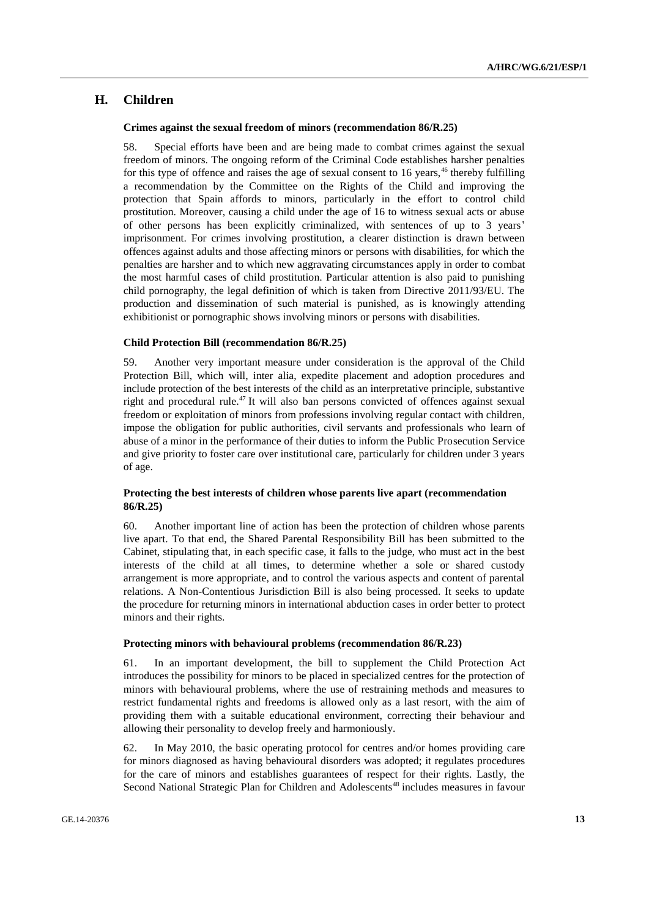## H. Children

### Crimes against the sexual freedom of minors (recommendation 86/R.25)

58. Special efforts have been and are being made to combat crimes against the sexual freedom of minors. The ongoing reform of the Criminal Code establishes harsher penalties for this type of offence and raises the age of sexual consent to 16 years,[46] thereby fulfilling a recommendation by the Committee on the Rights of the Child and improving the protection that Spain affords to minors, particularly in the effort to control child prostitution. Moreover, causing a child under the age of 16 to witness sexual acts or abuse of other persons has been explicitly criminalized, with sentences of up to 3 years' imprisonment. For crimes involving prostitution, a clearer distinction is drawn between offences against adults and those affecting minors or persons with disabilities, for which the penalties are harsher and to which new aggravating circumstances apply in order to combat the most harmful cases of child prostitution. Particular attention is also paid to punishing child pornography, the legal definition of which is taken from Directive 2011/93/EU. The production and dissemination of such material is punished, as is knowingly attending exhibitionist or pornographic shows involving minors or persons with disabilities.

### Child Protection Bill (recommendation 86/R.25)

59. Another very important measure under consideration is the approval of the Child Protection Bill, which will, inter alia, expedite placement and adoption procedures and include protection of the best interests of the child as an interpretative principle, substantive right and procedural rule.[47] It will also ban persons convicted of offences against sexual freedom or exploitation of minors from professions involving regular contact with children, impose the obligation for public authorities, civil servants and professionals who learn of abuse of a minor in the performance of their duties to inform the Public Prosecution Service and give priority to foster care over institutional care, particularly for children under 3 years of age.

### Protecting the best interests of children whose parents live apart (recommendation 86/R.25)

60. Another important line of action has been the protection of children whose parents live apart. To that end, the Shared Parental Responsibility Bill has been submitted to the Cabinet, stipulating that, in each specific case, it falls to the judge, who must act in the best interests of the child at all times, to determine whether a sole or shared custody arrangement is more appropriate, and to control the various aspects and content of parental relations. A Non-Contentious Jurisdiction Bill is also being processed. It seeks to update the procedure for returning minors in international abduction cases in order better to protect minors and their rights.

### Protecting minors with behavioural problems (recommendation 86/R.23)

61. In an important development, the bill to supplement the Child Protection Act introduces the possibility for minors to be placed in specialized centres for the protection of minors with behavioural problems, where the use of restraining methods and measures to restrict fundamental rights and freedoms is allowed only as a last resort, with the aim of providing them with a suitable educational environment, correcting their behaviour and allowing their personality to develop freely and harmoniously.

62. In May 2010, the basic operating protocol for centres and/or homes providing care for minors diagnosed as having behavioural disorders was adopted; it regulates procedures for the care of minors and establishes guarantees of respect for their rights. Lastly, the Second National Strategic Plan for Children and Adolescents[48] includes measures in favour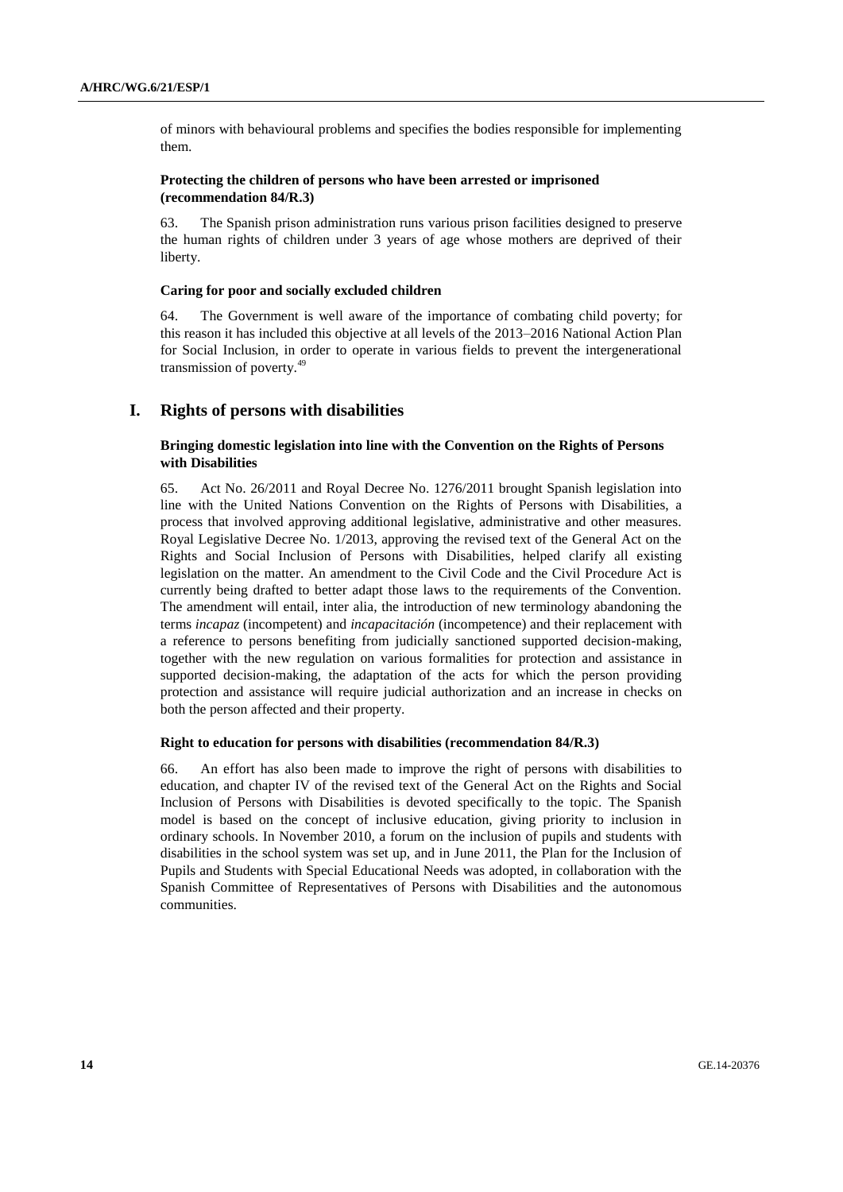of minors with behavioural problems and specifies the bodies responsible for implementing them.

### Protecting the children of persons who have been arrested or imprisoned (recommendation 84/R.3)

63. The Spanish prison administration runs various prison facilities designed to preserve the human rights of children under 3 years of age whose mothers are deprived of their liberty.

### Caring for poor and socially excluded children

64. The Government is well aware of the importance of combating child poverty; for this reason it has included this objective at all levels of the 2013–2016 National Action Plan for Social Inclusion, in order to operate in various fields to prevent the intergenerational transmission of poverty.[49]

## I. Rights of persons with disabilities

### Bringing domestic legislation into line with the Convention on the Rights of Persons with Disabilities

65. Act No. 26/2011 and Royal Decree No. 1276/2011 brought Spanish legislation into line with the United Nations Convention on the Rights of Persons with Disabilities, a process that involved approving additional legislative, administrative and other measures. Royal Legislative Decree No. 1/2013, approving the revised text of the General Act on the Rights and Social Inclusion of Persons with Disabilities, helped clarify all existing legislation on the matter. An amendment to the Civil Code and the Civil Procedure Act is currently being drafted to better adapt those laws to the requirements of the Convention. The amendment will entail, inter alia, the introduction of new terminology abandoning the terms *incapaz* (incompetent) and *incapacitación* (incompetence) and their replacement with a reference to persons benefiting from judicially sanctioned supported decision-making, together with the new regulation on various formalities for protection and assistance in supported decision-making, the adaptation of the acts for which the person providing protection and assistance will require judicial authorization and an increase in checks on both the person affected and their property.

### Right to education for persons with disabilities (recommendation 84/R.3)

66. An effort has also been made to improve the right of persons with disabilities to education, and chapter IV of the revised text of the General Act on the Rights and Social Inclusion of Persons with Disabilities is devoted specifically to the topic. The Spanish model is based on the concept of inclusive education, giving priority to inclusion in ordinary schools. In November 2010, a forum on the inclusion of pupils and students with disabilities in the school system was set up, and in June 2011, the Plan for the Inclusion of Pupils and Students with Special Educational Needs was adopted, in collaboration with the Spanish Committee of Representatives of Persons with Disabilities and the autonomous communities.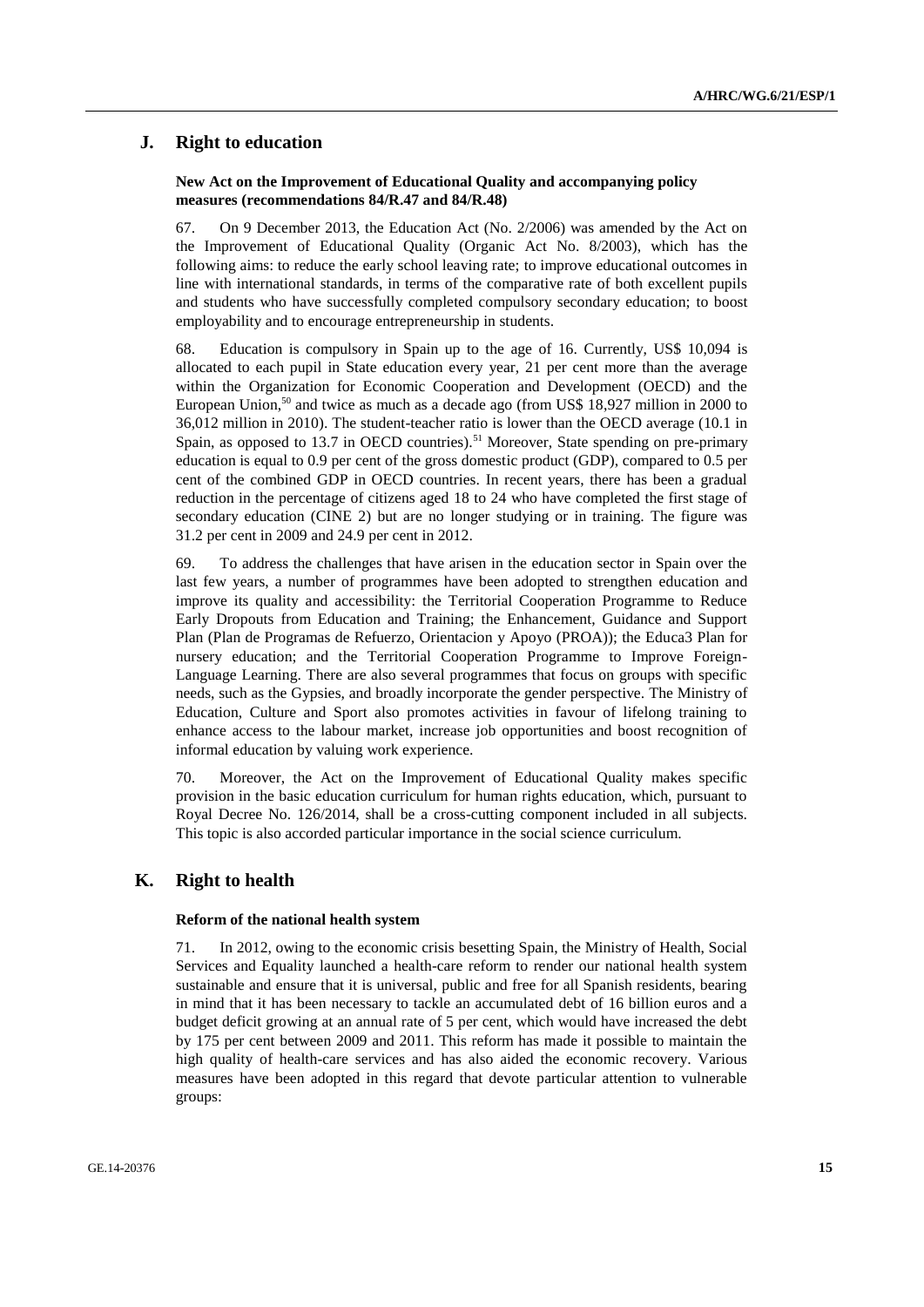## J. Right to education

### New Act on the Improvement of Educational Quality and accompanying policy measures (recommendations 84/R.47 and 84/R.48)

67. On 9 December 2013, the Education Act (No. 2/2006) was amended by the Act on the Improvement of Educational Quality (Organic Act No. 8/2003), which has the following aims: to reduce the early school leaving rate; to improve educational outcomes in line with international standards, in terms of the comparative rate of both excellent pupils and students who have successfully completed compulsory secondary education; to boost employability and to encourage entrepreneurship in students.

68. Education is compulsory in Spain up to the age of 16. Currently, US$ 10,094 is allocated to each pupil in State education every year, 21 per cent more than the average within the Organization for Economic Cooperation and Development (OECD) and the European Union,[50] and twice as much as a decade ago (from US$ 18,927 million in 2000 to 36,012 million in 2010). The student-teacher ratio is lower than the OECD average (10.1 in Spain, as opposed to 13.7 in OECD countries).[51] Moreover, State spending on pre-primary education is equal to 0.9 per cent of the gross domestic product (GDP), compared to 0.5 per cent of the combined GDP in OECD countries. In recent years, there has been a gradual reduction in the percentage of citizens aged 18 to 24 who have completed the first stage of secondary education (CINE 2) but are no longer studying or in training. The figure was 31.2 per cent in 2009 and 24.9 per cent in 2012.

69. To address the challenges that have arisen in the education sector in Spain over the last few years, a number of programmes have been adopted to strengthen education and improve its quality and accessibility: the Territorial Cooperation Programme to Reduce Early Dropouts from Education and Training; the Enhancement, Guidance and Support Plan (Plan de Programas de Refuerzo, Orientacion y Apoyo (PROA)); the Educa3 Plan for nursery education; and the Territorial Cooperation Programme to Improve Foreign-Language Learning. There are also several programmes that focus on groups with specific needs, such as the Gypsies, and broadly incorporate the gender perspective. The Ministry of Education, Culture and Sport also promotes activities in favour of lifelong training to enhance access to the labour market, increase job opportunities and boost recognition of informal education by valuing work experience.

70. Moreover, the Act on the Improvement of Educational Quality makes specific provision in the basic education curriculum for human rights education, which, pursuant to Royal Decree No. 126/2014, shall be a cross-cutting component included in all subjects. This topic is also accorded particular importance in the social science curriculum.

## K. Right to health

### Reform of the national health system

71. In 2012, owing to the economic crisis besetting Spain, the Ministry of Health, Social Services and Equality launched a health-care reform to render our national health system sustainable and ensure that it is universal, public and free for all Spanish residents, bearing in mind that it has been necessary to tackle an accumulated debt of 16 billion euros and a budget deficit growing at an annual rate of 5 per cent, which would have increased the debt by 175 per cent between 2009 and 2011. This reform has made it possible to maintain the high quality of health-care services and has also aided the economic recovery. Various measures have been adopted in this regard that devote particular attention to vulnerable groups: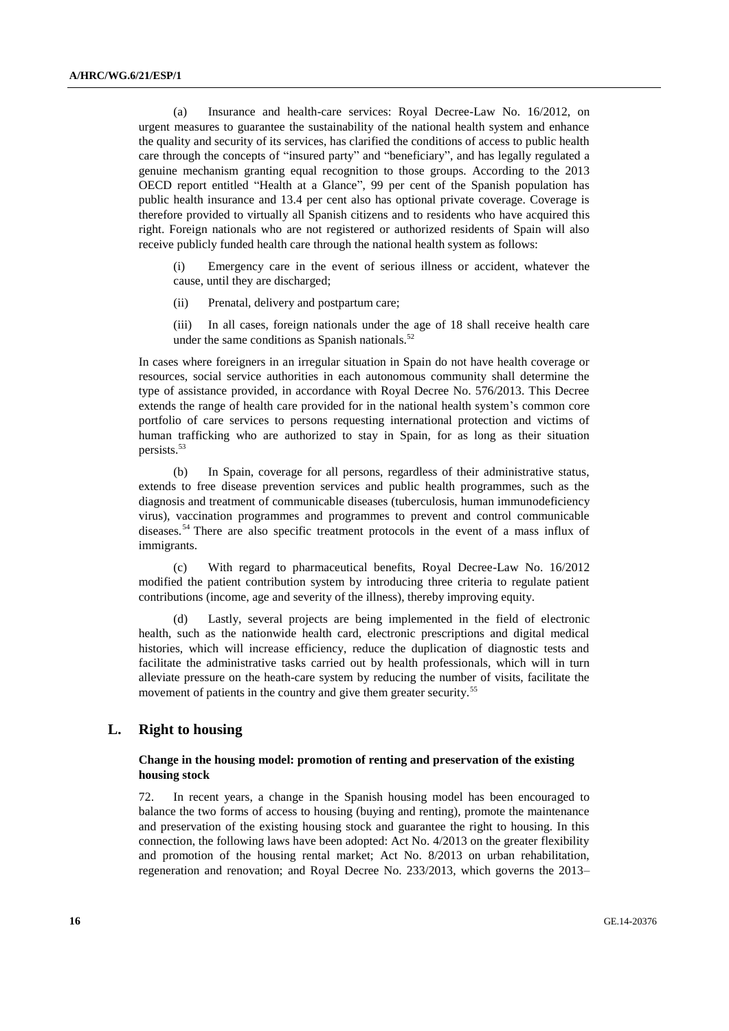(a) Insurance and health-care services: Royal Decree-Law No. 16/2012, on urgent measures to guarantee the sustainability of the national health system and enhance the quality and security of its services, has clarified the conditions of access to public health care through the concepts of "insured party" and "beneficiary", and has legally regulated a genuine mechanism granting equal recognition to those groups. According to the 2013 OECD report entitled "Health at a Glance", 99 per cent of the Spanish population has public health insurance and 13.4 per cent also has optional private coverage. Coverage is therefore provided to virtually all Spanish citizens and to residents who have acquired this right. Foreign nationals who are not registered or authorized residents of Spain will also receive publicly funded health care through the national health system as follows:

(i) Emergency care in the event of serious illness or accident, whatever the cause, until they are discharged;

(ii) Prenatal, delivery and postpartum care;

(iii) In all cases, foreign nationals under the age of 18 shall receive health care under the same conditions as Spanish nationals.[52]

In cases where foreigners in an irregular situation in Spain do not have health coverage or resources, social service authorities in each autonomous community shall determine the type of assistance provided, in accordance with Royal Decree No. 576/2013. This Decree extends the range of health care provided for in the national health system's common core portfolio of care services to persons requesting international protection and victims of human trafficking who are authorized to stay in Spain, for as long as their situation persists.[53]

(b) In Spain, coverage for all persons, regardless of their administrative status, extends to free disease prevention services and public health programmes, such as the diagnosis and treatment of communicable diseases (tuberculosis, human immunodeficiency virus), vaccination programmes and programmes to prevent and control communicable diseases.[54] There are also specific treatment protocols in the event of a mass influx of immigrants.

(c) With regard to pharmaceutical benefits, Royal Decree-Law No. 16/2012 modified the patient contribution system by introducing three criteria to regulate patient contributions (income, age and severity of the illness), thereby improving equity.

(d) Lastly, several projects are being implemented in the field of electronic health, such as the nationwide health card, electronic prescriptions and digital medical histories, which will increase efficiency, reduce the duplication of diagnostic tests and facilitate the administrative tasks carried out by health professionals, which will in turn alleviate pressure on the heath-care system by reducing the number of visits, facilitate the movement of patients in the country and give them greater security.[55]

## L. Right to housing

### Change in the housing model: promotion of renting and preservation of the existing housing stock

72. In recent years, a change in the Spanish housing model has been encouraged to balance the two forms of access to housing (buying and renting), promote the maintenance and preservation of the existing housing stock and guarantee the right to housing. In this connection, the following laws have been adopted: Act No. 4/2013 on the greater flexibility and promotion of the housing rental market; Act No. 8/2013 on urban rehabilitation, regeneration and renovation; and Royal Decree No. 233/2013, which governs the 2013–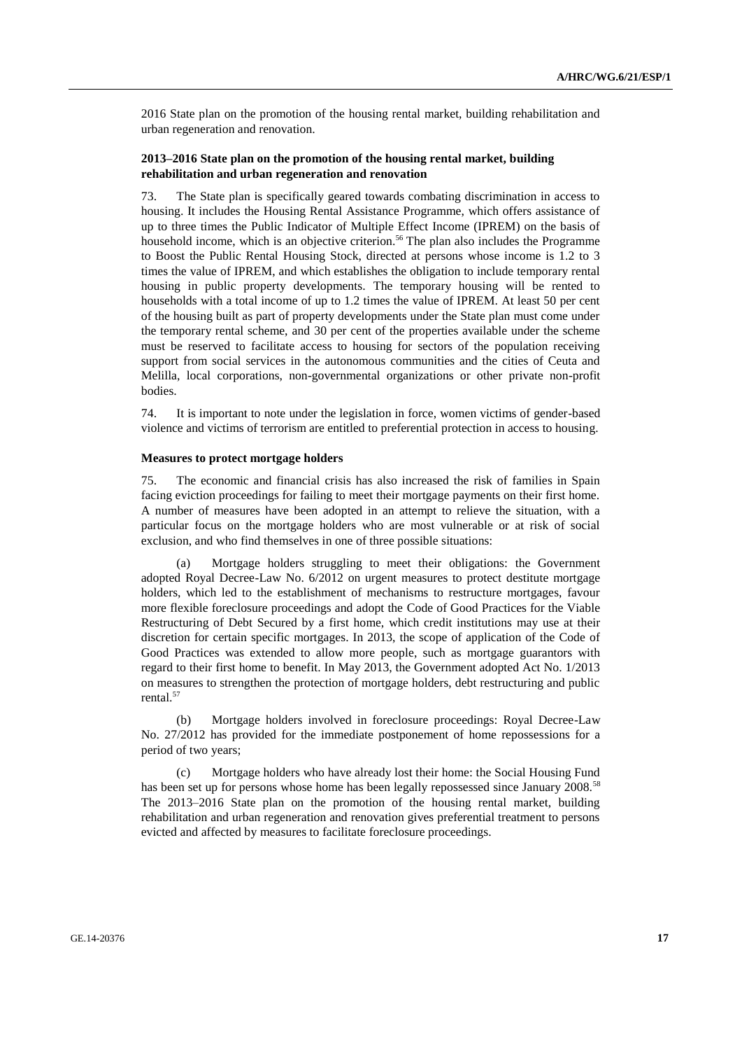2016 State plan on the promotion of the housing rental market, building rehabilitation and urban regeneration and renovation.

### 2013–2016 State plan on the promotion of the housing rental market, building rehabilitation and urban regeneration and renovation

73. The State plan is specifically geared towards combating discrimination in access to housing. It includes the Housing Rental Assistance Programme, which offers assistance of up to three times the Public Indicator of Multiple Effect Income (IPREM) on the basis of household income, which is an objective criterion.[56] The plan also includes the Programme to Boost the Public Rental Housing Stock, directed at persons whose income is 1.2 to 3 times the value of IPREM, and which establishes the obligation to include temporary rental housing in public property developments. The temporary housing will be rented to households with a total income of up to 1.2 times the value of IPREM. At least 50 per cent of the housing built as part of property developments under the State plan must come under the temporary rental scheme, and 30 per cent of the properties available under the scheme must be reserved to facilitate access to housing for sectors of the population receiving support from social services in the autonomous communities and the cities of Ceuta and Melilla, local corporations, non-governmental organizations or other private non-profit bodies.

74. It is important to note under the legislation in force, women victims of gender-based violence and victims of terrorism are entitled to preferential protection in access to housing.

### Measures to protect mortgage holders

75. The economic and financial crisis has also increased the risk of families in Spain facing eviction proceedings for failing to meet their mortgage payments on their first home. A number of measures have been adopted in an attempt to relieve the situation, with a particular focus on the mortgage holders who are most vulnerable or at risk of social exclusion, and who find themselves in one of three possible situations:

(a) Mortgage holders struggling to meet their obligations: the Government adopted Royal Decree-Law No. 6/2012 on urgent measures to protect destitute mortgage holders, which led to the establishment of mechanisms to restructure mortgages, favour more flexible foreclosure proceedings and adopt the Code of Good Practices for the Viable Restructuring of Debt Secured by a first home, which credit institutions may use at their discretion for certain specific mortgages. In 2013, the scope of application of the Code of Good Practices was extended to allow more people, such as mortgage guarantors with regard to their first home to benefit. In May 2013, the Government adopted Act No. 1/2013 on measures to strengthen the protection of mortgage holders, debt restructuring and public rental.[57]

(b) Mortgage holders involved in foreclosure proceedings: Royal Decree-Law No. 27/2012 has provided for the immediate postponement of home repossessions for a period of two years;

(c) Mortgage holders who have already lost their home: the Social Housing Fund has been set up for persons whose home has been legally repossessed since January 2008.[58] The 2013–2016 State plan on the promotion of the housing rental market, building rehabilitation and urban regeneration and renovation gives preferential treatment to persons evicted and affected by measures to facilitate foreclosure proceedings.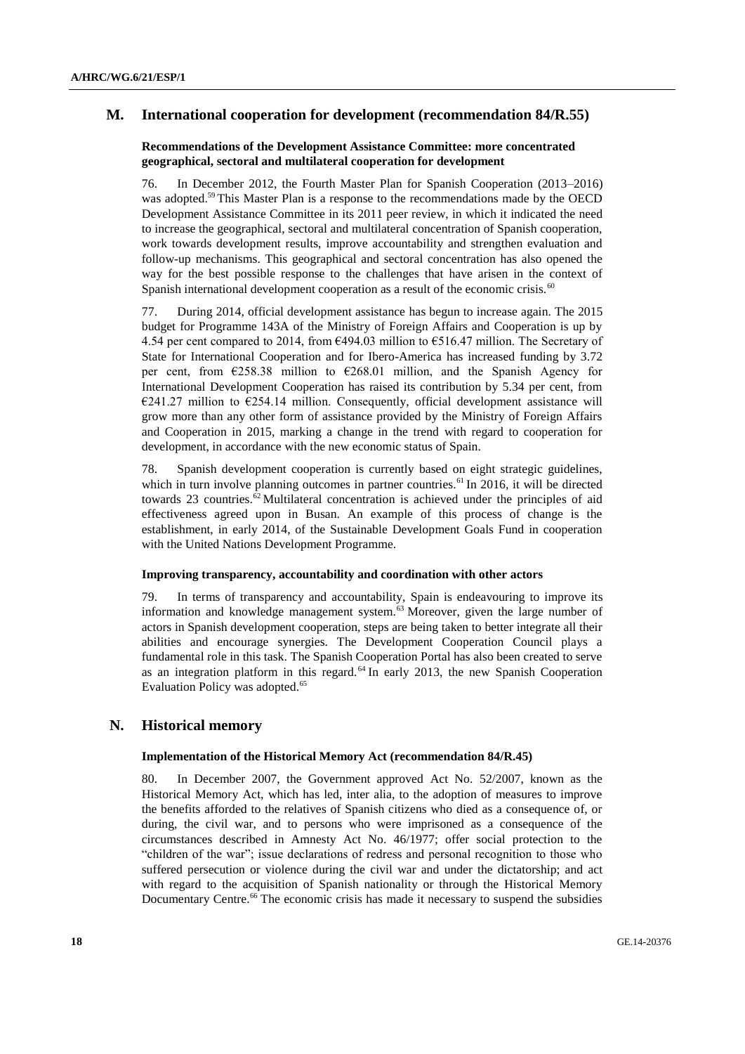## M. International cooperation for development (recommendation 84/R.55)

### Recommendations of the Development Assistance Committee: more concentrated geographical, sectoral and multilateral cooperation for development

76. In December 2012, the Fourth Master Plan for Spanish Cooperation (2013–2016) was adopted.[59] This Master Plan is a response to the recommendations made by the OECD Development Assistance Committee in its 2011 peer review, in which it indicated the need to increase the geographical, sectoral and multilateral concentration of Spanish cooperation, work towards development results, improve accountability and strengthen evaluation and follow-up mechanisms. This geographical and sectoral concentration has also opened the way for the best possible response to the challenges that have arisen in the context of Spanish international development cooperation as a result of the economic crisis.[60]

77. During 2014, official development assistance has begun to increase again. The 2015 budget for Programme 143A of the Ministry of Foreign Affairs and Cooperation is up by 4.54 per cent compared to 2014, from €494.03 million to €516.47 million. The Secretary of State for International Cooperation and for Ibero-America has increased funding by 3.72 per cent, from €258.38 million to €268.01 million, and the Spanish Agency for International Development Cooperation has raised its contribution by 5.34 per cent, from €241.27 million to €254.14 million. Consequently, official development assistance will grow more than any other form of assistance provided by the Ministry of Foreign Affairs and Cooperation in 2015, marking a change in the trend with regard to cooperation for development, in accordance with the new economic status of Spain.

78. Spanish development cooperation is currently based on eight strategic guidelines, which in turn involve planning outcomes in partner countries.[61] In 2016, it will be directed towards 23 countries.[62] Multilateral concentration is achieved under the principles of aid effectiveness agreed upon in Busan. An example of this process of change is the establishment, in early 2014, of the Sustainable Development Goals Fund in cooperation with the United Nations Development Programme.

### Improving transparency, accountability and coordination with other actors

79. In terms of transparency and accountability, Spain is endeavouring to improve its information and knowledge management system.[63] Moreover, given the large number of actors in Spanish development cooperation, steps are being taken to better integrate all their abilities and encourage synergies. The Development Cooperation Council plays a fundamental role in this task. The Spanish Cooperation Portal has also been created to serve as an integration platform in this regard.[64] In early 2013, the new Spanish Cooperation Evaluation Policy was adopted.[65]

## N. Historical memory

### Implementation of the Historical Memory Act (recommendation 84/R.45)

80. In December 2007, the Government approved Act No. 52/2007, known as the Historical Memory Act, which has led, inter alia, to the adoption of measures to improve the benefits afforded to the relatives of Spanish citizens who died as a consequence of, or during, the civil war, and to persons who were imprisoned as a consequence of the circumstances described in Amnesty Act No. 46/1977; offer social protection to the "children of the war"; issue declarations of redress and personal recognition to those who suffered persecution or violence during the civil war and under the dictatorship; and act with regard to the acquisition of Spanish nationality or through the Historical Memory Documentary Centre.[66] The economic crisis has made it necessary to suspend the subsidies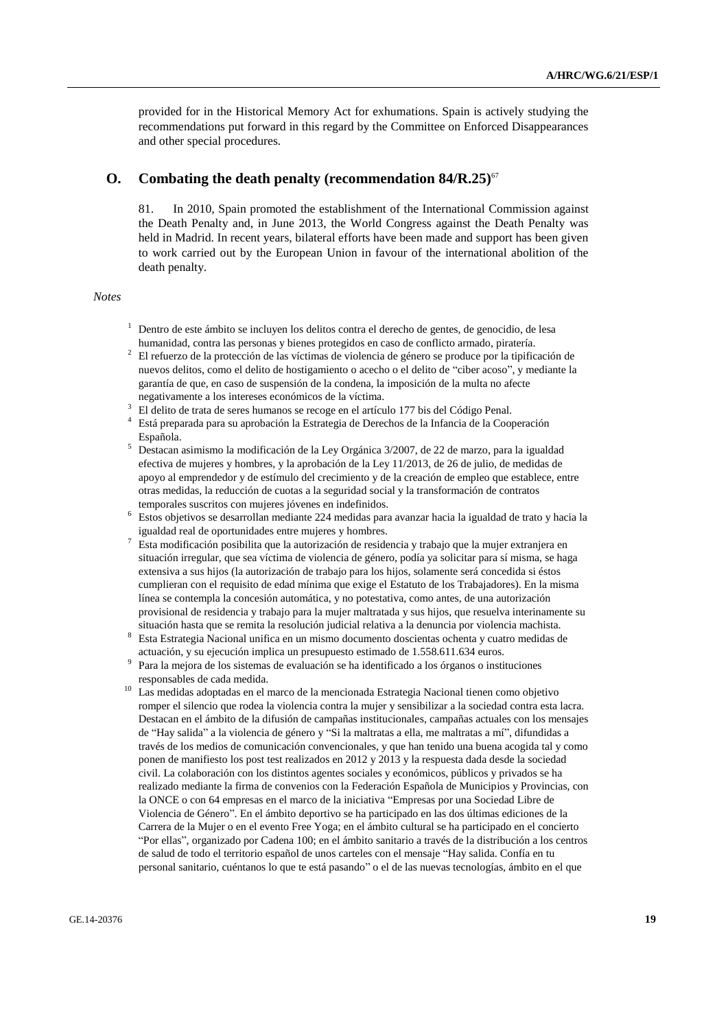provided for in the Historical Memory Act for exhumations. Spain is actively studying the recommendations put forward in this regard by the Committee on Enforced Disappearances and other special procedures.

## O. Combating the death penalty (recommendation 84/R.25)[67]

81. In 2010, Spain promoted the establishment of the International Commission against the Death Penalty and, in June 2013, the World Congress against the Death Penalty was held in Madrid. In recent years, bilateral efforts have been made and support has been given to work carried out by the European Union in favour of the international abolition of the death penalty.

*Notes*

[1] Dentro de este ámbito se incluyen los delitos contra el derecho de gentes, de genocidio, de lesa humanidad, contra las personas y bienes protegidos en caso de conflicto armado, piratería.

[2] El refuerzo de la protección de las víctimas de violencia de género se produce por la tipificación de nuevos delitos, como el delito de hostigamiento o acecho o el delito de "ciber acoso", y mediante la garantía de que, en caso de suspensión de la condena, la imposición de la multa no afecte negativamente a los intereses económicos de la víctima.

[3] El delito de trata de seres humanos se recoge en el artículo 177 bis del Código Penal.

[4] Está preparada para su aprobación la Estrategia de Derechos de la Infancia de la Cooperación Española.

[5] Destacan asimismo la modificación de la Ley Orgánica 3/2007, de 22 de marzo, para la igualdad efectiva de mujeres y hombres, y la aprobación de la Ley 11/2013, de 26 de julio, de medidas de apoyo al emprendedor y de estímulo del crecimiento y de la creación de empleo que establece, entre otras medidas, la reducción de cuotas a la seguridad social y la transformación de contratos temporales suscritos con mujeres jóvenes en indefinidos.

[6] Estos objetivos se desarrollan mediante 224 medidas para avanzar hacia la igualdad de trato y hacia la igualdad real de oportunidades entre mujeres y hombres.

[7] Esta modificación posibilita que la autorización de residencia y trabajo que la mujer extranjera en situación irregular, que sea víctima de violencia de género, podía ya solicitar para sí misma, se haga extensiva a sus hijos (la autorización de trabajo para los hijos, solamente será concedida si éstos cumplieran con el requisito de edad mínima que exige el Estatuto de los Trabajadores). En la misma línea se contempla la concesión automática, y no potestativa, como antes, de una autorización provisional de residencia y trabajo para la mujer maltratada y sus hijos, que resuelva interinamente su situación hasta que se remita la resolución judicial relativa a la denuncia por violencia machista.

[8] Esta Estrategia Nacional unifica en un mismo documento doscientas ochenta y cuatro medidas de actuación, y su ejecución implica un presupuesto estimado de 1.558.611.634 euros.

[9] Para la mejora de los sistemas de evaluación se ha identificado a los órganos o instituciones responsables de cada medida.

[10] Las medidas adoptadas en el marco de la mencionada Estrategia Nacional tienen como objetivo romper el silencio que rodea la violencia contra la mujer y sensibilizar a la sociedad contra esta lacra. Destacan en el ámbito de la difusión de campañas institucionales, campañas actuales con los mensajes de "Hay salida" a la violencia de género y "Si la maltratas a ella, me maltratas a mí", difundidas a través de los medios de comunicación convencionales, y que han tenido una buena acogida tal y como ponen de manifiesto los post test realizados en 2012 y 2013 y la respuesta dada desde la sociedad civil. La colaboración con los distintos agentes sociales y económicos, públicos y privados se ha realizado mediante la firma de convenios con la Federación Española de Municipios y Provincias, con la ONCE o con 64 empresas en el marco de la iniciativa "Empresas por una Sociedad Libre de Violencia de Género". En el ámbito deportivo se ha participado en las dos últimas ediciones de la Carrera de la Mujer o en el evento Free Yoga; en el ámbito cultural se ha participado en el concierto "Por ellas", organizado por Cadena 100; en el ámbito sanitario a través de la distribución a los centros de salud de todo el territorio español de unos carteles con el mensaje "Hay salida. Confía en tu personal sanitario, cuéntanos lo que te está pasando" o el de las nuevas tecnologías, ámbito en el que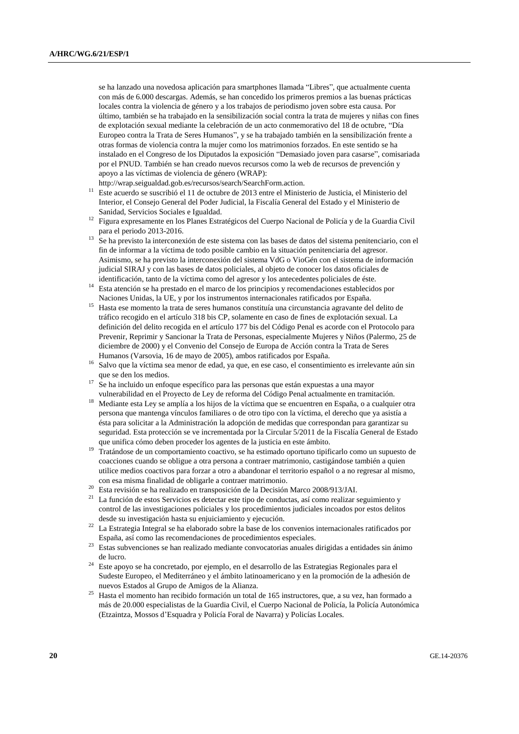se ha lanzado una novedosa aplicación para smartphones llamada "Libres", que actualmente cuenta con más de 6.000 descargas. Además, se han concedido los primeros premios a las buenas prácticas locales contra la violencia de género y a los trabajos de periodismo joven sobre esta causa. Por último, también se ha trabajado en la sensibilización social contra la trata de mujeres y niñas con fines de explotación sexual mediante la celebración de un acto conmemorativo del 18 de octubre, "Día Europeo contra la Trata de Seres Humanos", y se ha trabajado también en la sensibilización frente a otras formas de violencia contra la mujer como los matrimonios forzados. En este sentido se ha instalado en el Congreso de los Diputados la exposición "Demasiado joven para casarse", comisariada por el PNUD. También se han creado nuevos recursos como la web de recursos de prevención y apoyo a las víctimas de violencia de género (WRAP): http://wrap.seigualdad.gob.es/recursos/search/SearchForm.action.

[11] Este acuerdo se suscribió el 11 de octubre de 2013 entre el Ministerio de Justicia, el Ministerio del Interior, el Consejo General del Poder Judicial, la Fiscalía General del Estado y el Ministerio de Sanidad, Servicios Sociales e Igualdad.

[12] Figura expresamente en los Planes Estratégicos del Cuerpo Nacional de Policía y de la Guardia Civil para el periodo 2013-2016.

[13] Se ha previsto la interconexión de este sistema con las bases de datos del sistema penitenciario, con el fin de informar a la víctima de todo posible cambio en la situación penitenciaria del agresor. Asimismo, se ha previsto la interconexión del sistema VdG o VioGén con el sistema de información judicial SIRAJ y con las bases de datos policiales, al objeto de conocer los datos oficiales de identificación, tanto de la víctima como del agresor y los antecedentes policiales de éste.

[14] Esta atención se ha prestado en el marco de los principios y recomendaciones establecidos por Naciones Unidas, la UE, y por los instrumentos internacionales ratificados por España.

[15] Hasta ese momento la trata de seres humanos constituía una circunstancia agravante del delito de tráfico recogido en el artículo 318 bis CP, solamente en caso de fines de explotación sexual. La definición del delito recogida en el artículo 177 bis del Código Penal es acorde con el Protocolo para Prevenir, Reprimir y Sancionar la Trata de Personas, especialmente Mujeres y Niños (Palermo, 25 de diciembre de 2000) y el Convenio del Consejo de Europa de Acción contra la Trata de Seres Humanos (Varsovia, 16 de mayo de 2005), ambos ratificados por España.

[16] Salvo que la víctima sea menor de edad, ya que, en ese caso, el consentimiento es irrelevante aún sin que se den los medios.

[17] Se ha incluido un enfoque específico para las personas que están expuestas a una mayor vulnerabilidad en el Proyecto de Ley de reforma del Código Penal actualmente en tramitación.

[18] Mediante esta Ley se amplía a los hijos de la víctima que se encuentren en España, o a cualquier otra persona que mantenga vínculos familiares o de otro tipo con la víctima, el derecho que ya asistía a ésta para solicitar a la Administración la adopción de medidas que correspondan para garantizar su seguridad. Esta protección se ve incrementada por la Circular 5/2011 de la Fiscalía General de Estado que unifica cómo deben proceder los agentes de la justicia en este ámbito.

[19] Tratándose de un comportamiento coactivo, se ha estimado oportuno tipificarlo como un supuesto de coacciones cuando se obligue a otra persona a contraer matrimonio, castigándose también a quien utilice medios coactivos para forzar a otro a abandonar el territorio español o a no regresar al mismo, con esa misma finalidad de obligarle a contraer matrimonio.

[20] Esta revisión se ha realizado en transposición de la Decisión Marco 2008/913/JAI.

[21] La función de estos Servicios es detectar este tipo de conductas, así como realizar seguimiento y control de las investigaciones policiales y los procedimientos judiciales incoados por estos delitos desde su investigación hasta su enjuiciamiento y ejecución.

[22] La Estrategia Integral se ha elaborado sobre la base de los convenios internacionales ratificados por España, así como las recomendaciones de procedimientos especiales.

[23] Estas subvenciones se han realizado mediante convocatorias anuales dirigidas a entidades sin ánimo de lucro.

[24] Este apoyo se ha concretado, por ejemplo, en el desarrollo de las Estrategias Regionales para el Sudeste Europeo, el Mediterráneo y el ámbito latinoamericano y en la promoción de la adhesión de nuevos Estados al Grupo de Amigos de la Alianza.

[25] Hasta el momento han recibido formación un total de 165 instructores, que, a su vez, han formado a más de 20.000 especialistas de la Guardia Civil, el Cuerpo Nacional de Policía, la Policía Autonómica (Etzaintza, Mossos d'Esquadra y Policía Foral de Navarra) y Policías Locales.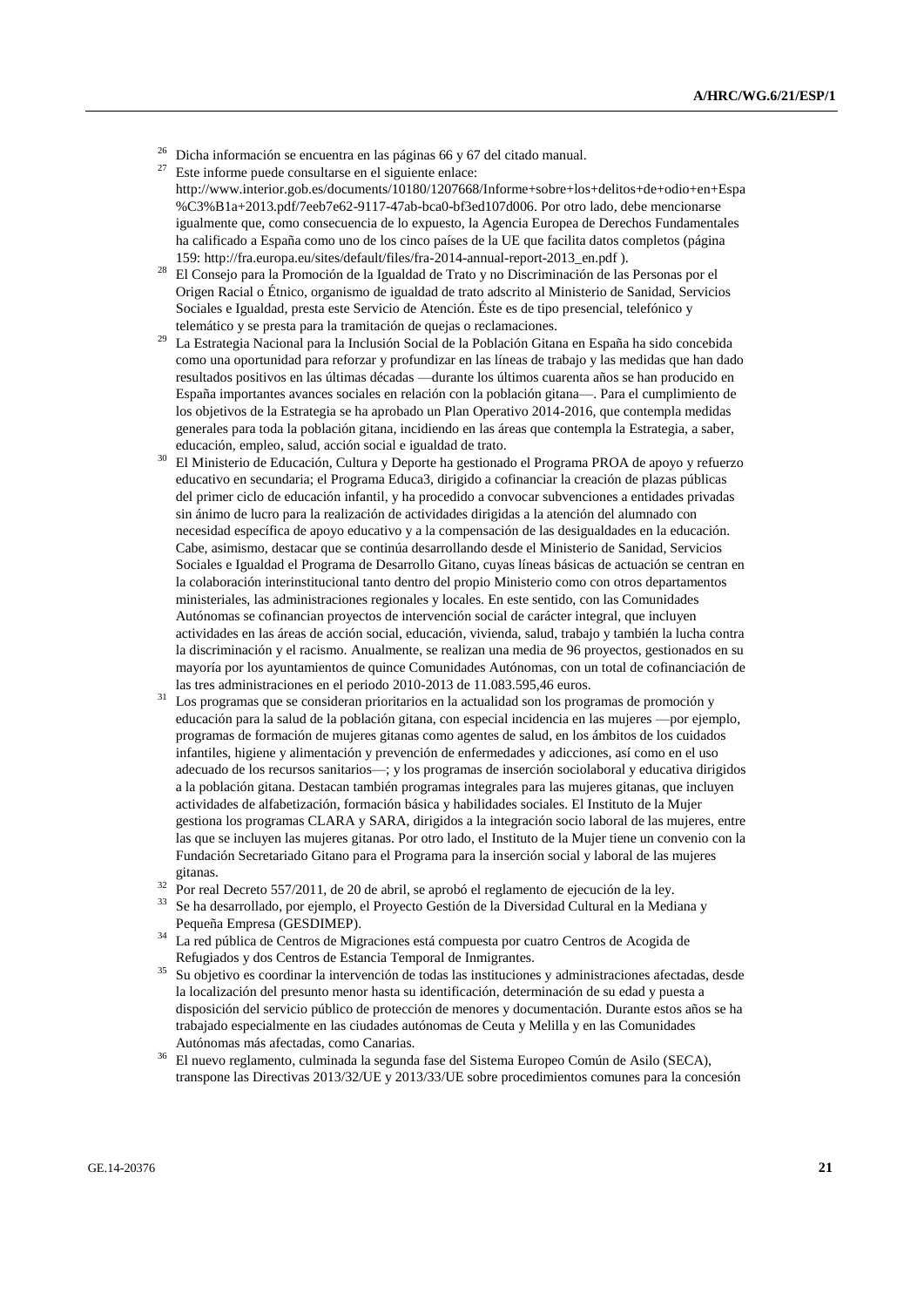[26] Dicha información se encuentra en las páginas 66 y 67 del citado manual.

[27] Este informe puede consultarse en el siguiente enlace: http://www.interior.gob.es/documents/10180/1207668/Informe+sobre+los+delitos+de+odio+en+Espa%C3%B1a+2013.pdf/7eeb7e62-9117-47ab-bca0-bf3ed107d006. Por otro lado, debe mencionarse igualmente que, como consecuencia de lo expuesto, la Agencia Europea de Derechos Fundamentales ha calificado a España como uno de los cinco países de la UE que facilita datos completos (página 159: http://fra.europa.eu/sites/default/files/fra-2014-annual-report-2013_en.pdf ).

[28] El Consejo para la Promoción de la Igualdad de Trato y no Discriminación de las Personas por el Origen Racial o Étnico, organismo de igualdad de trato adscrito al Ministerio de Sanidad, Servicios Sociales e Igualdad, presta este Servicio de Atención. Éste es de tipo presencial, telefónico y telemático y se presta para la tramitación de quejas o reclamaciones.

[29] La Estrategia Nacional para la Inclusión Social de la Población Gitana en España ha sido concebida como una oportunidad para reforzar y profundizar en las líneas de trabajo y las medidas que han dado resultados positivos en las últimas décadas —durante los últimos cuarenta años se han producido en España importantes avances sociales en relación con la población gitana—. Para el cumplimiento de los objetivos de la Estrategia se ha aprobado un Plan Operativo 2014-2016, que contempla medidas generales para toda la población gitana, incidiendo en las áreas que contempla la Estrategia, a saber, educación, empleo, salud, acción social e igualdad de trato.

[30] El Ministerio de Educación, Cultura y Deporte ha gestionado el Programa PROA de apoyo y refuerzo educativo en secundaria; el Programa Educa3, dirigido a cofinanciar la creación de plazas públicas del primer ciclo de educación infantil, y ha procedido a convocar subvenciones a entidades privadas sin ánimo de lucro para la realización de actividades dirigidas a la atención del alumnado con necesidad específica de apoyo educativo y a la compensación de las desigualdades en la educación. Cabe, asimismo, destacar que se continúa desarrollando desde el Ministerio de Sanidad, Servicios Sociales e Igualdad el Programa de Desarrollo Gitano, cuyas líneas básicas de actuación se centran en la colaboración interinstitucional tanto dentro del propio Ministerio como con otros departamentos ministeriales, las administraciones regionales y locales. En este sentido, con las Comunidades Autónomas se cofinancian proyectos de intervención social de carácter integral, que incluyen actividades en las áreas de acción social, educación, vivienda, salud, trabajo y también la lucha contra la discriminación y el racismo. Anualmente, se realizan una media de 96 proyectos, gestionados en su mayoría por los ayuntamientos de quince Comunidades Autónomas, con un total de cofinanciación de las tres administraciones en el periodo 2010-2013 de 11.083.595,46 euros.

[31] Los programas que se consideran prioritarios en la actualidad son los programas de promoción y educación para la salud de la población gitana, con especial incidencia en las mujeres —por ejemplo, programas de formación de mujeres gitanas como agentes de salud, en los ámbitos de los cuidados infantiles, higiene y alimentación y prevención de enfermedades y adicciones, así como en el uso adecuado de los recursos sanitarios—; y los programas de inserción sociolaboral y educativa dirigidos a la población gitana. Destacan también programas integrales para las mujeres gitanas, que incluyen actividades de alfabetización, formación básica y habilidades sociales. El Instituto de la Mujer gestiona los programas CLARA y SARA, dirigidos a la integración socio laboral de las mujeres, entre las que se incluyen las mujeres gitanas. Por otro lado, el Instituto de la Mujer tiene un convenio con la Fundación Secretariado Gitano para el Programa para la inserción social y laboral de las mujeres gitanas.

[32] Por real Decreto 557/2011, de 20 de abril, se aprobó el reglamento de ejecución de la ley.

[33] Se ha desarrollado, por ejemplo, el Proyecto Gestión de la Diversidad Cultural en la Mediana y Pequeña Empresa (GESDIMEP).

[34] La red pública de Centros de Migraciones está compuesta por cuatro Centros de Acogida de Refugiados y dos Centros de Estancia Temporal de Inmigrantes.

[35] Su objetivo es coordinar la intervención de todas las instituciones y administraciones afectadas, desde la localización del presunto menor hasta su identificación, determinación de su edad y puesta a disposición del servicio público de protección de menores y documentación. Durante estos años se ha trabajado especialmente en las ciudades autónomas de Ceuta y Melilla y en las Comunidades Autónomas más afectadas, como Canarias.

[36] El nuevo reglamento, culminada la segunda fase del Sistema Europeo Común de Asilo (SECA), transpone las Directivas 2013/32/UE y 2013/33/UE sobre procedimientos comunes para la concesión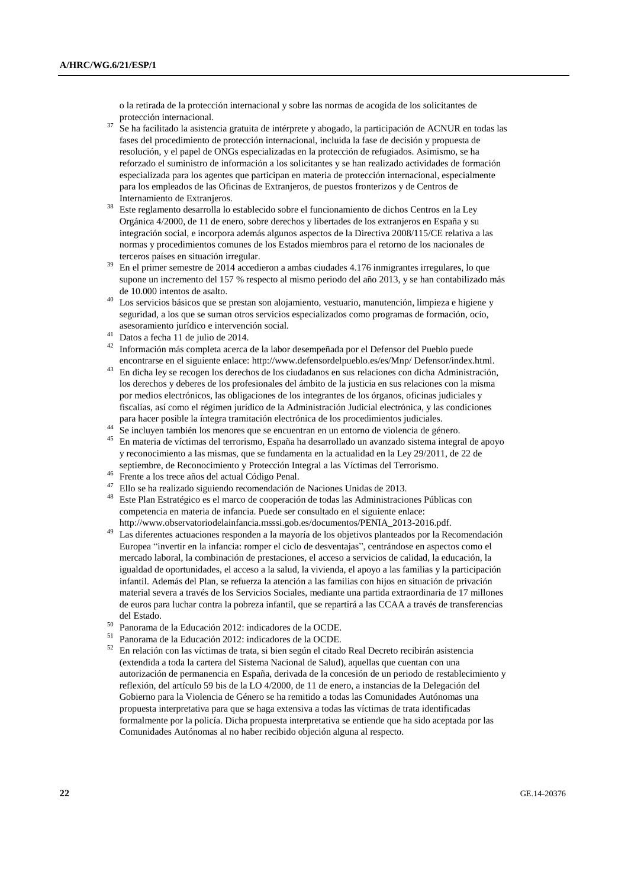o la retirada de la protección internacional y sobre las normas de acogida de los solicitantes de protección internacional.

[37] Se ha facilitado la asistencia gratuita de intérprete y abogado, la participación de ACNUR en todas las fases del procedimiento de protección internacional, incluida la fase de decisión y propuesta de resolución, y el papel de ONGs especializadas en la protección de refugiados. Asimismo, se ha reforzado el suministro de información a los solicitantes y se han realizado actividades de formación especializada para los agentes que participan en materia de protección internacional, especialmente para los empleados de las Oficinas de Extranjeros, de puestos fronterizos y de Centros de Internamiento de Extranjeros.

[38] Este reglamento desarrolla lo establecido sobre el funcionamiento de dichos Centros en la Ley Orgánica 4/2000, de 11 de enero, sobre derechos y libertades de los extranjeros en España y su integración social, e incorpora además algunos aspectos de la Directiva 2008/115/CE relativa a las normas y procedimientos comunes de los Estados miembros para el retorno de los nacionales de terceros países en situación irregular.

[39] En el primer semestre de 2014 accedieron a ambas ciudades 4.176 inmigrantes irregulares, lo que supone un incremento del 157 % respecto al mismo periodo del año 2013, y se han contabilizado más de 10.000 intentos de asalto.

[40] Los servicios básicos que se prestan son alojamiento, vestuario, manutención, limpieza e higiene y seguridad, a los que se suman otros servicios especializados como programas de formación, ocio, asesoramiento jurídico e intervención social.

[41] Datos a fecha 11 de julio de 2014.

[42] Información más completa acerca de la labor desempeñada por el Defensor del Pueblo puede encontrarse en el siguiente enlace: http://www.defensordelpueblo.es/es/Mnp/ Defensor/index.html.

[43] En dicha ley se recogen los derechos de los ciudadanos en sus relaciones con dicha Administración, los derechos y deberes de los profesionales del ámbito de la justicia en sus relaciones con la misma por medios electrónicos, las obligaciones de los integrantes de los órganos, oficinas judiciales y fiscalías, así como el régimen jurídico de la Administración Judicial electrónica, y las condiciones para hacer posible la íntegra tramitación electrónica de los procedimientos judiciales.

[44] Se incluyen también los menores que se encuentran en un entorno de violencia de género.

[45] En materia de víctimas del terrorismo, España ha desarrollado un avanzado sistema integral de apoyo y reconocimiento a las mismas, que se fundamenta en la actualidad en la Ley 29/2011, de 22 de septiembre, de Reconocimiento y Protección Integral a las Víctimas del Terrorismo.

[46] Frente a los trece años del actual Código Penal.

[47] Ello se ha realizado siguiendo recomendación de Naciones Unidas de 2013.

[48] Este Plan Estratégico es el marco de cooperación de todas las Administraciones Públicas con competencia en materia de infancia. Puede ser consultado en el siguiente enlace: http://www.observatoriodelainfancia.msssi.gob.es/documentos/PENIA_2013-2016.pdf.

[49] Las diferentes actuaciones responden a la mayoría de los objetivos planteados por la Recomendación Europea "invertir en la infancia: romper el ciclo de desventajas", centrándose en aspectos como el mercado laboral, la combinación de prestaciones, el acceso a servicios de calidad, la educación, la igualdad de oportunidades, el acceso a la salud, la vivienda, el apoyo a las familias y la participación infantil. Además del Plan, se refuerza la atención a las familias con hijos en situación de privación material severa a través de los Servicios Sociales, mediante una partida extraordinaria de 17 millones de euros para luchar contra la pobreza infantil, que se repartirá a las CCAA a través de transferencias del Estado.

[50] Panorama de la Educación 2012: indicadores de la OCDE.

[51] Panorama de la Educación 2012: indicadores de la OCDE.

[52] En relación con las víctimas de trata, si bien según el citado Real Decreto recibirán asistencia (extendida a toda la cartera del Sistema Nacional de Salud), aquellas que cuentan con una autorización de permanencia en España, derivada de la concesión de un periodo de restablecimiento y reflexión, del artículo 59 bis de la LO 4/2000, de 11 de enero, a instancias de la Delegación del Gobierno para la Violencia de Género se ha remitido a todas las Comunidades Autónomas una propuesta interpretativa para que se haga extensiva a todas las víctimas de trata identificadas formalmente por la policía. Dicha propuesta interpretativa se entiende que ha sido aceptada por las Comunidades Autónomas al no haber recibido objeción alguna al respecto.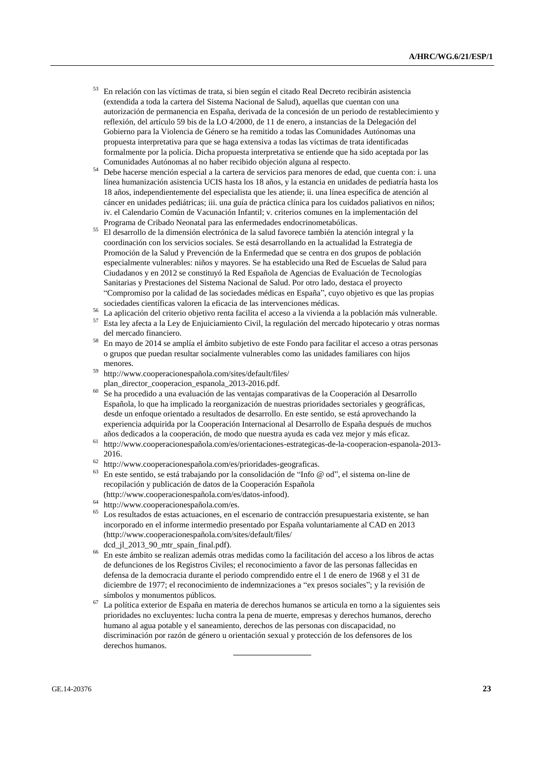[53] En relación con las víctimas de trata, si bien según el citado Real Decreto recibirán asistencia (extendida a toda la cartera del Sistema Nacional de Salud), aquellas que cuentan con una autorización de permanencia en España, derivada de la concesión de un periodo de restablecimiento y reflexión, del artículo 59 bis de la LO 4/2000, de 11 de enero, a instancias de la Delegación del Gobierno para la Violencia de Género se ha remitido a todas las Comunidades Autónomas una propuesta interpretativa para que se haga extensiva a todas las víctimas de trata identificadas formalmente por la policía. Dicha propuesta interpretativa se entiende que ha sido aceptada por las Comunidades Autónomas al no haber recibido objeción alguna al respecto.

[54] Debe hacerse mención especial a la cartera de servicios para menores de edad, que cuenta con: i. una línea humanización asistencia UCIS hasta los 18 años, y la estancia en unidades de pediatría hasta los 18 años, independientemente del especialista que les atiende; ii. una línea específica de atención al cáncer en unidades pediátricas; iii. una guía de práctica clínica para los cuidados paliativos en niños; iv. el Calendario Común de Vacunación Infantil; v. criterios comunes en la implementación del Programa de Cribado Neonatal para las enfermedades endocrinometabólicas.

[55] El desarrollo de la dimensión electrónica de la salud favorece también la atención integral y la coordinación con los servicios sociales. Se está desarrollando en la actualidad la Estrategia de Promoción de la Salud y Prevención de la Enfermedad que se centra en dos grupos de población especialmente vulnerables: niños y mayores. Se ha establecido una Red de Escuelas de Salud para Ciudadanos y en 2012 se constituyó la Red Española de Agencias de Evaluación de Tecnologías Sanitarias y Prestaciones del Sistema Nacional de Salud. Por otro lado, destaca el proyecto "Compromiso por la calidad de las sociedades médicas en España", cuyo objetivo es que las propias sociedades científicas valoren la eficacia de las intervenciones médicas.

[56] La aplicación del criterio objetivo renta facilita el acceso a la vivienda a la población más vulnerable.

[57] Esta ley afecta a la Ley de Enjuiciamiento Civil, la regulación del mercado hipotecario y otras normas del mercado financiero.

[58] En mayo de 2014 se amplía el ámbito subjetivo de este Fondo para facilitar el acceso a otras personas o grupos que puedan resultar socialmente vulnerables como las unidades familiares con hijos menores.

[59] http://www.cooperacionespañola.com/sites/default/files/plan_director_cooperacion_espanola_2013-2016.pdf.

[60] Se ha procedido a una evaluación de las ventajas comparativas de la Cooperación al Desarrollo Española, lo que ha implicado la reorganización de nuestras prioridades sectoriales y geográficas, desde un enfoque orientado a resultados de desarrollo. En este sentido, se está aprovechando la experiencia adquirida por la Cooperación Internacional al Desarrollo de España después de muchos años dedicados a la cooperación, de modo que nuestra ayuda es cada vez mejor y más eficaz.

[61] http://www.cooperacionespañola.com/es/orientaciones-estrategicas-de-la-cooperacion-espanola-2013-2016.

[62] http://www.cooperacionespañola.com/es/prioridades-geograficas.

[63] En este sentido, se está trabajando por la consolidación de "Info @ od", el sistema on-line de recopilación y publicación de datos de la Cooperación Española (http://www.cooperacionespañola.com/es/datos-infood).

[64] http://www.cooperacionespañola.com/es.

[65] Los resultados de estas actuaciones, en el escenario de contracción presupuestaria existente, se han incorporado en el informe intermedio presentado por España voluntariamente al CAD en 2013 (http://www.cooperacionespañola.com/sites/default/files/dcd_jl_2013_90_mtr_spain_final.pdf).

[66] En este ámbito se realizan además otras medidas como la facilitación del acceso a los libros de actas de defunciones de los Registros Civiles; el reconocimiento a favor de las personas fallecidas en defensa de la democracia durante el periodo comprendido entre el 1 de enero de 1968 y el 31 de diciembre de 1977; el reconocimiento de indemnizaciones a "ex presos sociales"; y la revisión de símbolos y monumentos públicos.

[67] La política exterior de España en materia de derechos humanos se articula en torno a la siguientes seis prioridades no excluyentes: lucha contra la pena de muerte, empresas y derechos humanos, derecho humano al agua potable y el saneamiento, derechos de las personas con discapacidad, no discriminación por razón de género u orientación sexual y protección de los defensores de los derechos humanos.